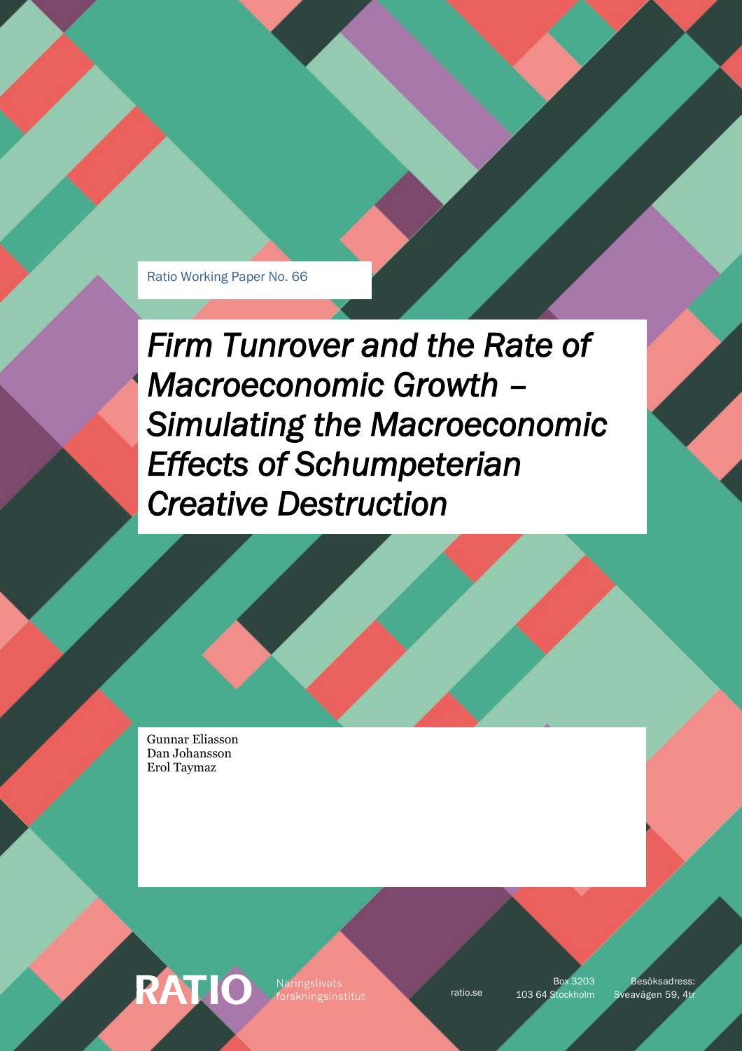Ratio Working Paper No. 66

# *Firm Tunrover and the Rate of Macroeconomic Growth – Simulating the Macroeconomic Effects of Schumpeterian Creative Destruction*

Gunnar Eliasson
Dan Johansson
Erol Taymaz

RATIO Näringslivets forskningsinstitut

ratio.se

Box 3203
103 64 Stockholm

Besöksadress:
Sveavägen 59, 4tr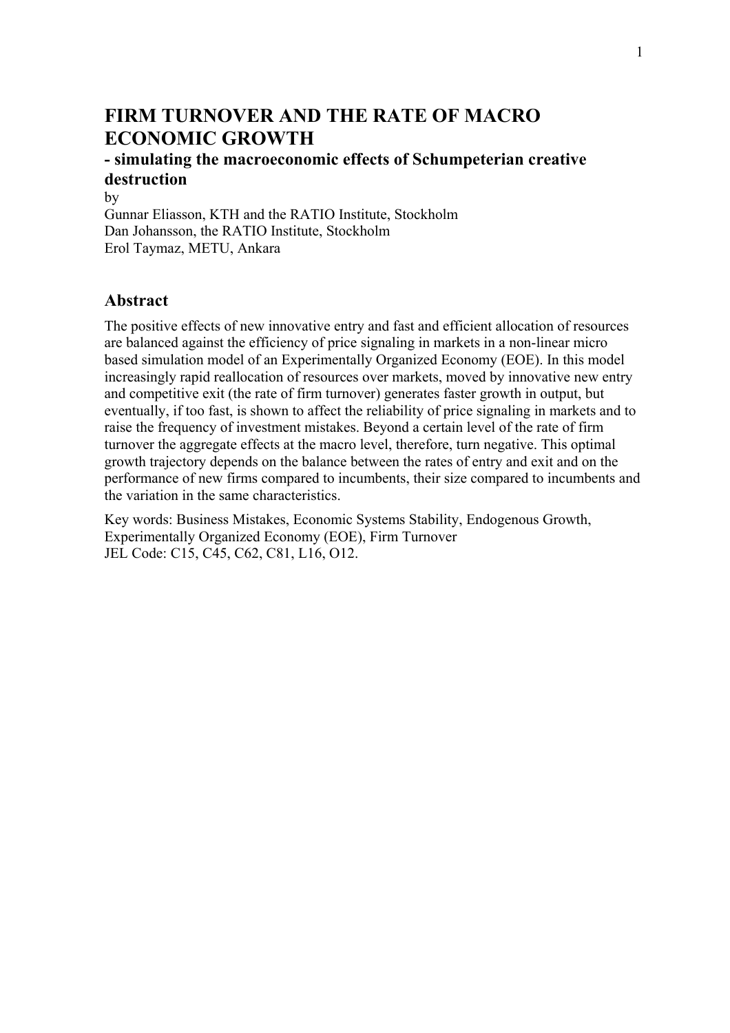# FIRM TURNOVER AND THE RATE OF MACRO ECONOMIC GROWTH

### - simulating the macroeconomic effects of Schumpeterian creative destruction

by
Gunnar Eliasson, KTH and the RATIO Institute, Stockholm
Dan Johansson, the RATIO Institute, Stockholm
Erol Taymaz, METU, Ankara

## Abstract

The positive effects of new innovative entry and fast and efficient allocation of resources are balanced against the efficiency of price signaling in markets in a non-linear micro based simulation model of an Experimentally Organized Economy (EOE). In this model increasingly rapid reallocation of resources over markets, moved by innovative new entry and competitive exit (the rate of firm turnover) generates faster growth in output, but eventually, if too fast, is shown to affect the reliability of price signaling in markets and to raise the frequency of investment mistakes. Beyond a certain level of the rate of firm turnover the aggregate effects at the macro level, therefore, turn negative. This optimal growth trajectory depends on the balance between the rates of entry and exit and on the performance of new firms compared to incumbents, their size compared to incumbents and the variation in the same characteristics.

Key words: Business Mistakes, Economic Systems Stability, Endogenous Growth, Experimentally Organized Economy (EOE), Firm Turnover
JEL Code: C15, C45, C62, C81, L16, O12.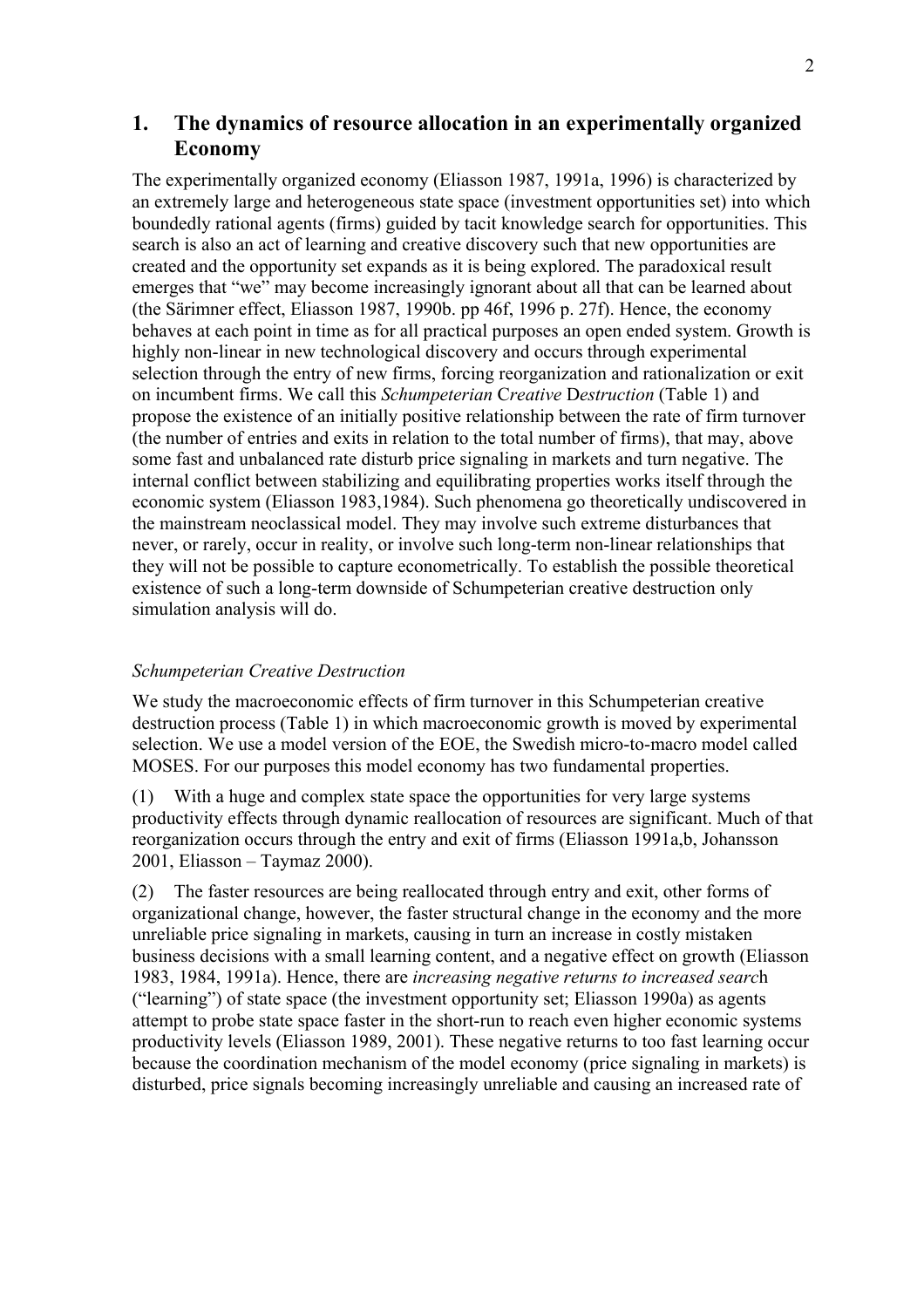# 1. The dynamics of resource allocation in an experimentally organized Economy

The experimentally organized economy (Eliasson 1987, 1991a, 1996) is characterized by an extremely large and heterogeneous state space (investment opportunities set) into which boundedly rational agents (firms) guided by tacit knowledge search for opportunities. This search is also an act of learning and creative discovery such that new opportunities are created and the opportunity set expands as it is being explored. The paradoxical result emerges that "we" may become increasingly ignorant about all that can be learned about (the Särimner effect, Eliasson 1987, 1990b. pp 46f, 1996 p. 27f). Hence, the economy behaves at each point in time as for all practical purposes an open ended system. Growth is highly non-linear in new technological discovery and occurs through experimental selection through the entry of new firms, forcing reorganization and rationalization or exit on incumbent firms. We call this *Schumpeterian* C*reative* D*estruction* (Table 1) and propose the existence of an initially positive relationship between the rate of firm turnover (the number of entries and exits in relation to the total number of firms), that may, above some fast and unbalanced rate disturb price signaling in markets and turn negative. The internal conflict between stabilizing and equilibrating properties works itself through the economic system (Eliasson 1983,1984). Such phenomena go theoretically undiscovered in the mainstream neoclassical model. They may involve such extreme disturbances that never, or rarely, occur in reality, or involve such long-term non-linear relationships that they will not be possible to capture econometrically. To establish the possible theoretical existence of such a long-term downside of Schumpeterian creative destruction only simulation analysis will do.

### *Schumpeterian Creative Destruction*

We study the macroeconomic effects of firm turnover in this Schumpeterian creative destruction process (Table 1) in which macroeconomic growth is moved by experimental selection. We use a model version of the EOE, the Swedish micro-to-macro model called MOSES. For our purposes this model economy has two fundamental properties.

(1) With a huge and complex state space the opportunities for very large systems productivity effects through dynamic reallocation of resources are significant. Much of that reorganization occurs through the entry and exit of firms (Eliasson 1991a,b, Johansson 2001, Eliasson – Taymaz 2000).

(2) The faster resources are being reallocated through entry and exit, other forms of organizational change, however, the faster structural change in the economy and the more unreliable price signaling in markets, causing in turn an increase in costly mistaken business decisions with a small learning content, and a negative effect on growth (Eliasson 1983, 1984, 1991a). Hence, there are *increasing negative returns to increased search* ("learning") of state space (the investment opportunity set; Eliasson 1990a) as agents attempt to probe state space faster in the short-run to reach even higher economic systems productivity levels (Eliasson 1989, 2001). These negative returns to too fast learning occur because the coordination mechanism of the model economy (price signaling in markets) is disturbed, price signals becoming increasingly unreliable and causing an increased rate of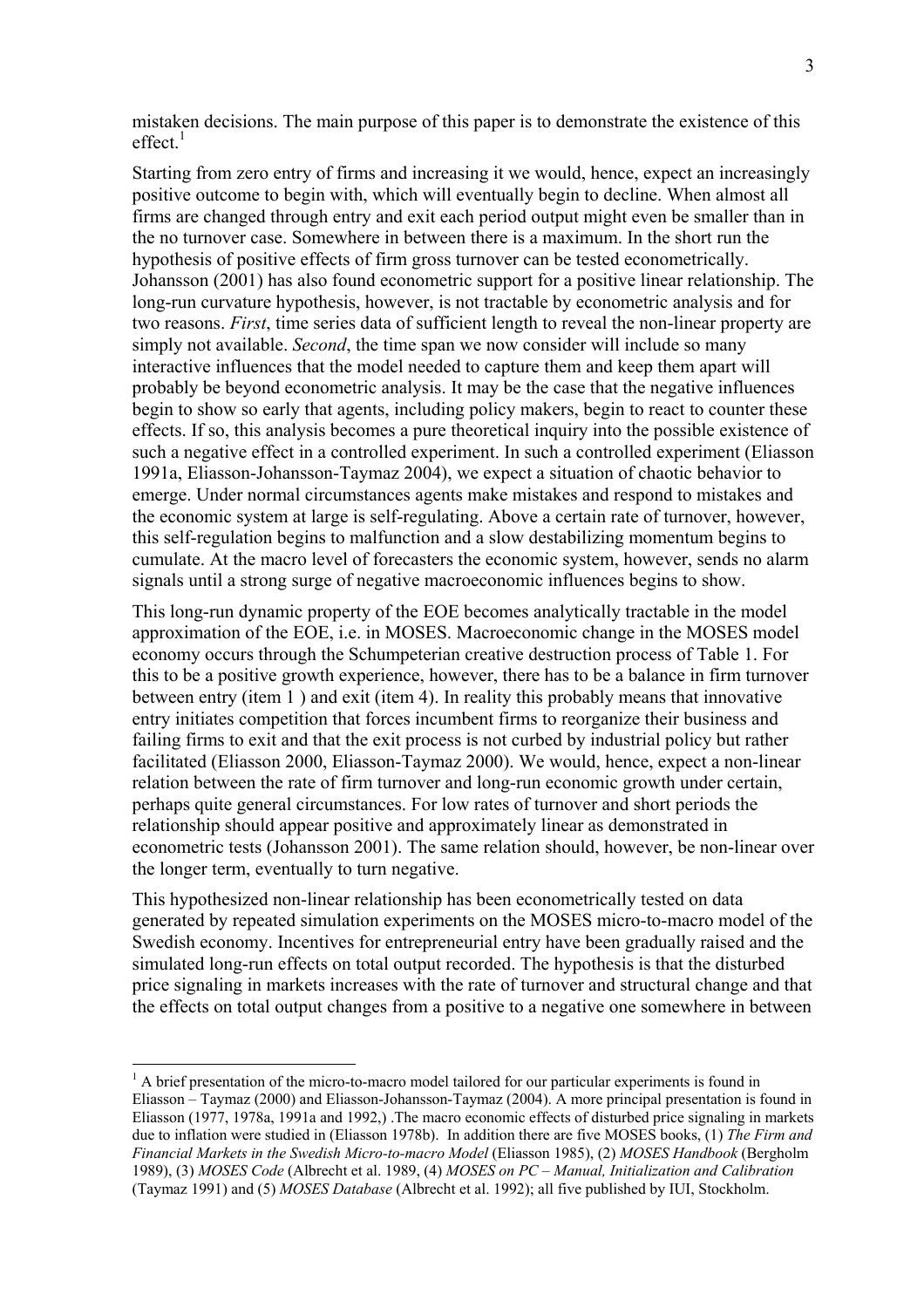mistaken decisions. The main purpose of this paper is to demonstrate the existence of this effect.[1]

Starting from zero entry of firms and increasing it we would, hence, expect an increasingly positive outcome to begin with, which will eventually begin to decline. When almost all firms are changed through entry and exit each period output might even be smaller than in the no turnover case. Somewhere in between there is a maximum. In the short run the hypothesis of positive effects of firm gross turnover can be tested econometrically. Johansson (2001) has also found econometric support for a positive linear relationship. The long-run curvature hypothesis, however, is not tractable by econometric analysis and for two reasons. *First*, time series data of sufficient length to reveal the non-linear property are simply not available. *Second*, the time span we now consider will include so many interactive influences that the model needed to capture them and keep them apart will probably be beyond econometric analysis. It may be the case that the negative influences begin to show so early that agents, including policy makers, begin to react to counter these effects. If so, this analysis becomes a pure theoretical inquiry into the possible existence of such a negative effect in a controlled experiment. In such a controlled experiment (Eliasson 1991a, Eliasson-Johansson-Taymaz 2004), we expect a situation of chaotic behavior to emerge. Under normal circumstances agents make mistakes and respond to mistakes and the economic system at large is self-regulating. Above a certain rate of turnover, however, this self-regulation begins to malfunction and a slow destabilizing momentum begins to cumulate. At the macro level of forecasters the economic system, however, sends no alarm signals until a strong surge of negative macroeconomic influences begins to show.

This long-run dynamic property of the EOE becomes analytically tractable in the model approximation of the EOE, i.e. in MOSES. Macroeconomic change in the MOSES model economy occurs through the Schumpeterian creative destruction process of Table 1. For this to be a positive growth experience, however, there has to be a balance in firm turnover between entry (item 1 ) and exit (item 4). In reality this probably means that innovative entry initiates competition that forces incumbent firms to reorganize their business and failing firms to exit and that the exit process is not curbed by industrial policy but rather facilitated (Eliasson 2000, Eliasson-Taymaz 2000). We would, hence, expect a non-linear relation between the rate of firm turnover and long-run economic growth under certain, perhaps quite general circumstances. For low rates of turnover and short periods the relationship should appear positive and approximately linear as demonstrated in econometric tests (Johansson 2001). The same relation should, however, be non-linear over the longer term, eventually to turn negative.

This hypothesized non-linear relationship has been econometrically tested on data generated by repeated simulation experiments on the MOSES micro-to-macro model of the Swedish economy. Incentives for entrepreneurial entry have been gradually raised and the simulated long-run effects on total output recorded. The hypothesis is that the disturbed price signaling in markets increases with the rate of turnover and structural change and that the effects on total output changes from a positive to a negative one somewhere in between

---

[1] A brief presentation of the micro-to-macro model tailored for our particular experiments is found in Eliasson – Taymaz (2000) and Eliasson-Johansson-Taymaz (2004). A more principal presentation is found in Eliasson (1977, 1978a, 1991a and 1992,) .The macro economic effects of disturbed price signaling in markets due to inflation were studied in (Eliasson 1978b). In addition there are five MOSES books, (1) *The Firm and Financial Markets in the Swedish Micro-to-macro Model* (Eliasson 1985), (2) *MOSES Handbook* (Bergholm 1989), (3) *MOSES Code* (Albrecht et al. 1989, (4) *MOSES on PC – Manual, Initialization and Calibration* (Taymaz 1991) and (5) *MOSES Database* (Albrecht et al. 1992); all five published by IUI, Stockholm.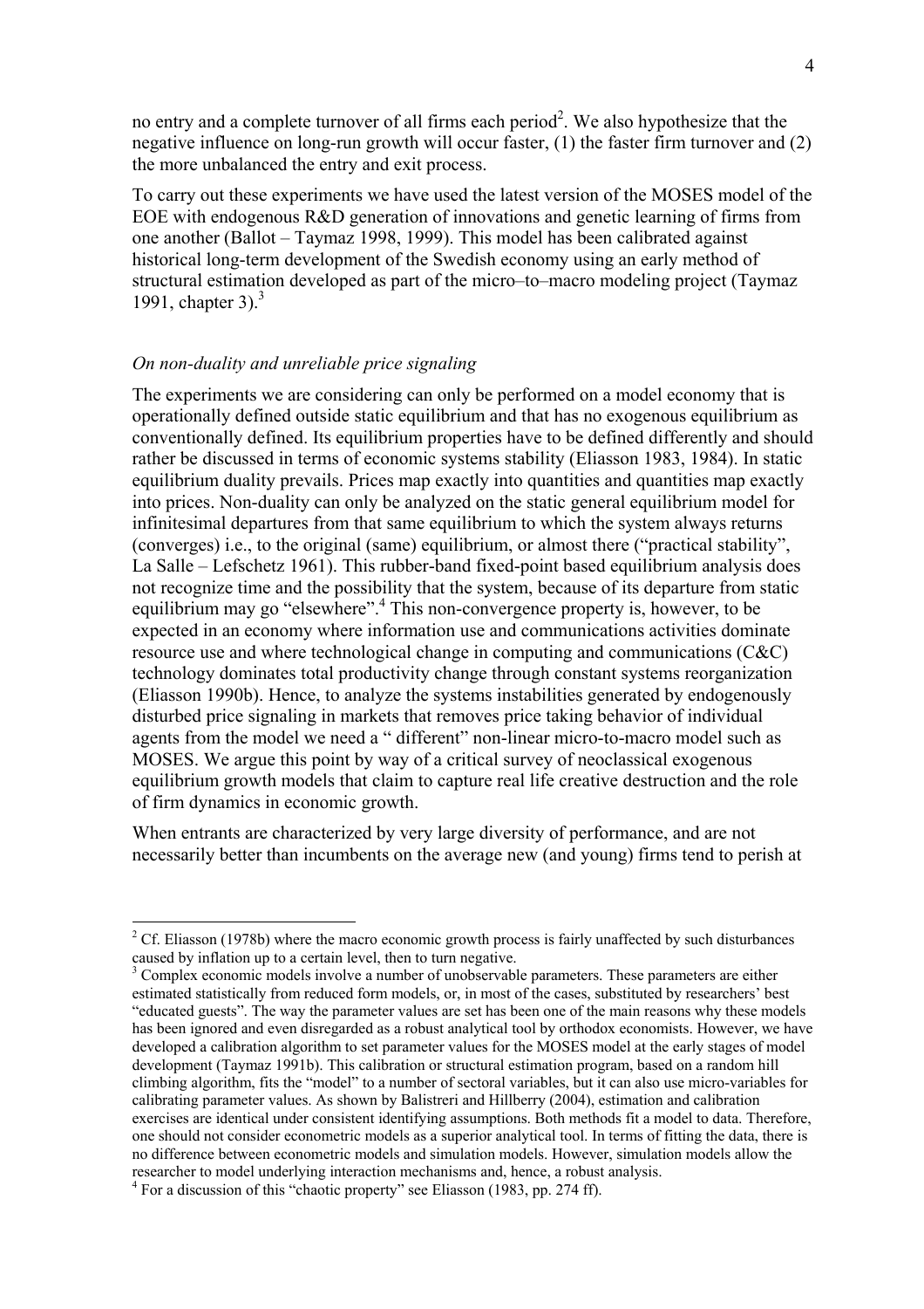no entry and a complete turnover of all firms each period[2]. We also hypothesize that the negative influence on long-run growth will occur faster, (1) the faster firm turnover and (2) the more unbalanced the entry and exit process.

To carry out these experiments we have used the latest version of the MOSES model of the EOE with endogenous R&D generation of innovations and genetic learning of firms from one another (Ballot – Taymaz 1998, 1999). This model has been calibrated against historical long-term development of the Swedish economy using an early method of structural estimation developed as part of the micro–to–macro modeling project (Taymaz 1991, chapter 3).[3]

*On non-duality and unreliable price signaling*

The experiments we are considering can only be performed on a model economy that is operationally defined outside static equilibrium and that has no exogenous equilibrium as conventionally defined. Its equilibrium properties have to be defined differently and should rather be discussed in terms of economic systems stability (Eliasson 1983, 1984). In static equilibrium duality prevails. Prices map exactly into quantities and quantities map exactly into prices. Non-duality can only be analyzed on the static general equilibrium model for infinitesimal departures from that same equilibrium to which the system always returns (converges) i.e., to the original (same) equilibrium, or almost there ("practical stability", La Salle – Lefschetz 1961). This rubber-band fixed-point based equilibrium analysis does not recognize time and the possibility that the system, because of its departure from static equilibrium may go "elsewhere".[4] This non-convergence property is, however, to be expected in an economy where information use and communications activities dominate resource use and where technological change in computing and communications (C&C) technology dominates total productivity change through constant systems reorganization (Eliasson 1990b). Hence, to analyze the systems instabilities generated by endogenously disturbed price signaling in markets that removes price taking behavior of individual agents from the model we need a " different" non-linear micro-to-macro model such as MOSES. We argue this point by way of a critical survey of neoclassical exogenous equilibrium growth models that claim to capture real life creative destruction and the role of firm dynamics in economic growth.

When entrants are characterized by very large diversity of performance, and are not necessarily better than incumbents on the average new (and young) firms tend to perish at

---

[2] Cf. Eliasson (1978b) where the macro economic growth process is fairly unaffected by such disturbances caused by inflation up to a certain level, then to turn negative.

[3] Complex economic models involve a number of unobservable parameters. These parameters are either estimated statistically from reduced form models, or, in most of the cases, substituted by researchers' best "educated guests". The way the parameter values are set has been one of the main reasons why these models has been ignored and even disregarded as a robust analytical tool by orthodox economists. However, we have developed a calibration algorithm to set parameter values for the MOSES model at the early stages of model development (Taymaz 1991b). This calibration or structural estimation program, based on a random hill climbing algorithm, fits the "model" to a number of sectoral variables, but it can also use micro-variables for calibrating parameter values. As shown by Balistreri and Hillberry (2004), estimation and calibration exercises are identical under consistent identifying assumptions. Both methods fit a model to data. Therefore, one should not consider econometric models as a superior analytical tool. In terms of fitting the data, there is no difference between econometric models and simulation models. However, simulation models allow the researcher to model underlying interaction mechanisms and, hence, a robust analysis.

[4] For a discussion of this "chaotic property" see Eliasson (1983, pp. 274 ff).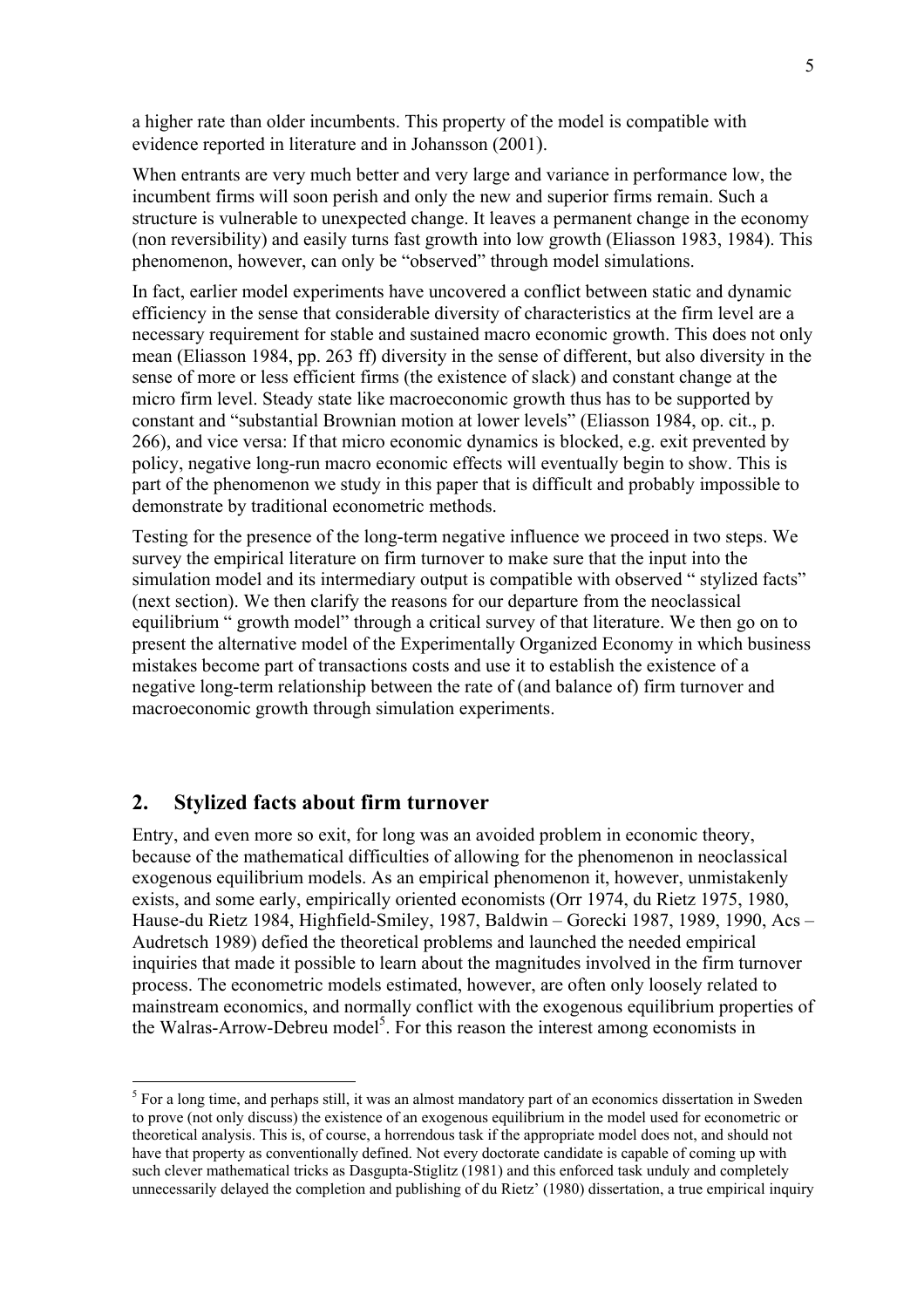a higher rate than older incumbents. This property of the model is compatible with evidence reported in literature and in Johansson (2001).

When entrants are very much better and very large and variance in performance low, the incumbent firms will soon perish and only the new and superior firms remain. Such a structure is vulnerable to unexpected change. It leaves a permanent change in the economy (non reversibility) and easily turns fast growth into low growth (Eliasson 1983, 1984). This phenomenon, however, can only be "observed" through model simulations.

In fact, earlier model experiments have uncovered a conflict between static and dynamic efficiency in the sense that considerable diversity of characteristics at the firm level are a necessary requirement for stable and sustained macro economic growth. This does not only mean (Eliasson 1984, pp. 263 ff) diversity in the sense of different, but also diversity in the sense of more or less efficient firms (the existence of slack) and constant change at the micro firm level. Steady state like macroeconomic growth thus has to be supported by constant and "substantial Brownian motion at lower levels" (Eliasson 1984, op. cit., p. 266), and vice versa: If that micro economic dynamics is blocked, e.g. exit prevented by policy, negative long-run macro economic effects will eventually begin to show. This is part of the phenomenon we study in this paper that is difficult and probably impossible to demonstrate by traditional econometric methods.

Testing for the presence of the long-term negative influence we proceed in two steps. We survey the empirical literature on firm turnover to make sure that the input into the simulation model and its intermediary output is compatible with observed " stylized facts" (next section). We then clarify the reasons for our departure from the neoclassical equilibrium " growth model" through a critical survey of that literature. We then go on to present the alternative model of the Experimentally Organized Economy in which business mistakes become part of transactions costs and use it to establish the existence of a negative long-term relationship between the rate of (and balance of) firm turnover and macroeconomic growth through simulation experiments.

## 2. Stylized facts about firm turnover

Entry, and even more so exit, for long was an avoided problem in economic theory, because of the mathematical difficulties of allowing for the phenomenon in neoclassical exogenous equilibrium models. As an empirical phenomenon it, however, unmistakenly exists, and some early, empirically oriented economists (Orr 1974, du Rietz 1975, 1980, Hause-du Rietz 1984, Highfield-Smiley, 1987, Baldwin – Gorecki 1987, 1989, 1990, Acs – Audretsch 1989) defied the theoretical problems and launched the needed empirical inquiries that made it possible to learn about the magnitudes involved in the firm turnover process. The econometric models estimated, however, are often only loosely related to mainstream economics, and normally conflict with the exogenous equilibrium properties of the Walras-Arrow-Debreu model[5]. For this reason the interest among economists in

[5] For a long time, and perhaps still, it was an almost mandatory part of an economics dissertation in Sweden to prove (not only discuss) the existence of an exogenous equilibrium in the model used for econometric or theoretical analysis. This is, of course, a horrendous task if the appropriate model does not, and should not have that property as conventionally defined. Not every doctorate candidate is capable of coming up with such clever mathematical tricks as Dasgupta-Stiglitz (1981) and this enforced task unduly and completely unnecessarily delayed the completion and publishing of du Rietz' (1980) dissertation, a true empirical inquiry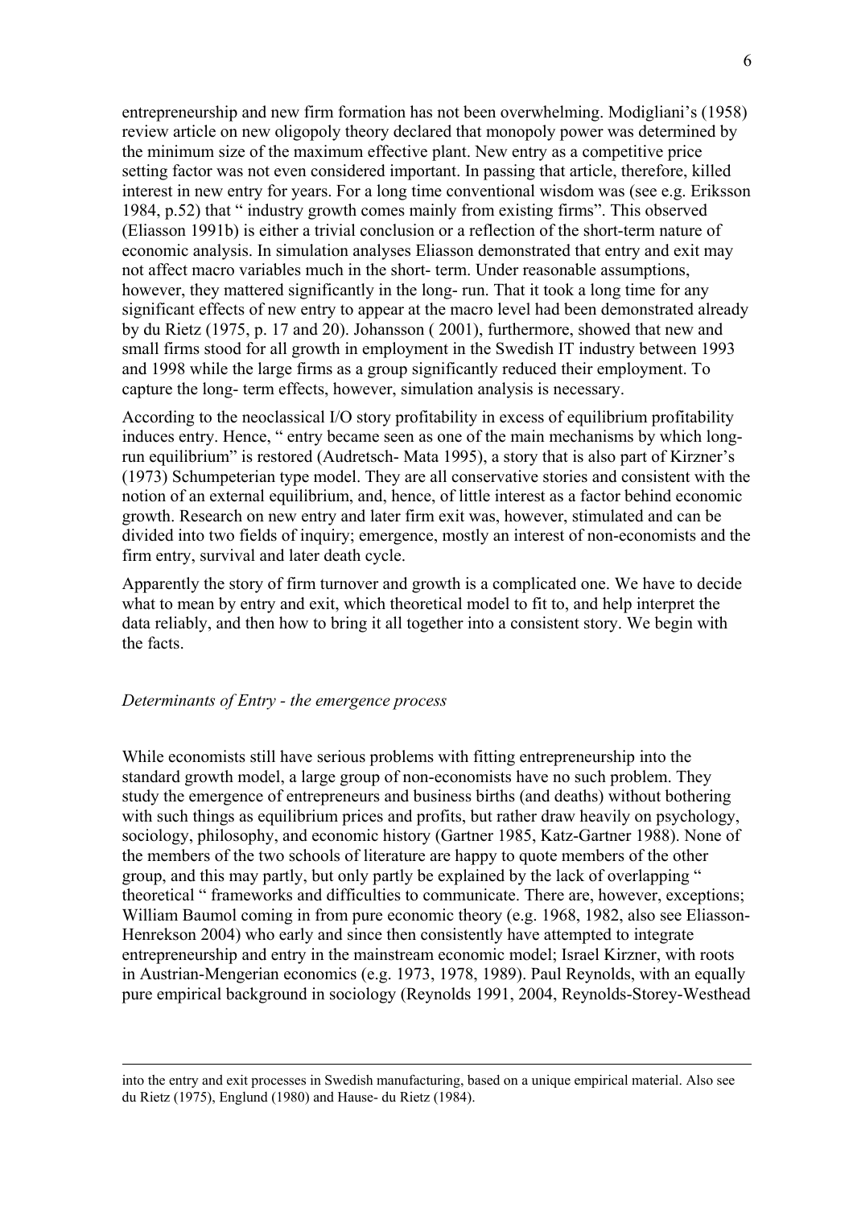entrepreneurship and new firm formation has not been overwhelming. Modigliani's (1958) review article on new oligopoly theory declared that monopoly power was determined by the minimum size of the maximum effective plant. New entry as a competitive price setting factor was not even considered important. In passing that article, therefore, killed interest in new entry for years. For a long time conventional wisdom was (see e.g. Eriksson 1984, p.52) that " industry growth comes mainly from existing firms". This observed (Eliasson 1991b) is either a trivial conclusion or a reflection of the short-term nature of economic analysis. In simulation analyses Eliasson demonstrated that entry and exit may not affect macro variables much in the short- term. Under reasonable assumptions, however, they mattered significantly in the long- run. That it took a long time for any significant effects of new entry to appear at the macro level had been demonstrated already by du Rietz (1975, p. 17 and 20). Johansson ( 2001), furthermore, showed that new and small firms stood for all growth in employment in the Swedish IT industry between 1993 and 1998 while the large firms as a group significantly reduced their employment. To capture the long- term effects, however, simulation analysis is necessary.

According to the neoclassical I/O story profitability in excess of equilibrium profitability induces entry. Hence, " entry became seen as one of the main mechanisms by which long-run equilibrium" is restored (Audretsch- Mata 1995), a story that is also part of Kirzner's (1973) Schumpeterian type model. They are all conservative stories and consistent with the notion of an external equilibrium, and, hence, of little interest as a factor behind economic growth. Research on new entry and later firm exit was, however, stimulated and can be divided into two fields of inquiry; emergence, mostly an interest of non-economists and the firm entry, survival and later death cycle.

Apparently the story of firm turnover and growth is a complicated one. We have to decide what to mean by entry and exit, which theoretical model to fit to, and help interpret the data reliably, and then how to bring it all together into a consistent story. We begin with the facts.

*Determinants of Entry - the emergence process*

While economists still have serious problems with fitting entrepreneurship into the standard growth model, a large group of non-economists have no such problem. They study the emergence of entrepreneurs and business births (and deaths) without bothering with such things as equilibrium prices and profits, but rather draw heavily on psychology, sociology, philosophy, and economic history (Gartner 1985, Katz-Gartner 1988). None of the members of the two schools of literature are happy to quote members of the other group, and this may partly, but only partly be explained by the lack of overlapping " theoretical " frameworks and difficulties to communicate. There are, however, exceptions; William Baumol coming in from pure economic theory (e.g. 1968, 1982, also see Eliasson-Henrekson 2004) who early and since then consistently have attempted to integrate entrepreneurship and entry in the mainstream economic model; Israel Kirzner, with roots in Austrian-Mengerian economics (e.g. 1973, 1978, 1989). Paul Reynolds, with an equally pure empirical background in sociology (Reynolds 1991, 2004, Reynolds-Storey-Westhead

---

into the entry and exit processes in Swedish manufacturing, based on a unique empirical material. Also see du Rietz (1975), Englund (1980) and Hause- du Rietz (1984).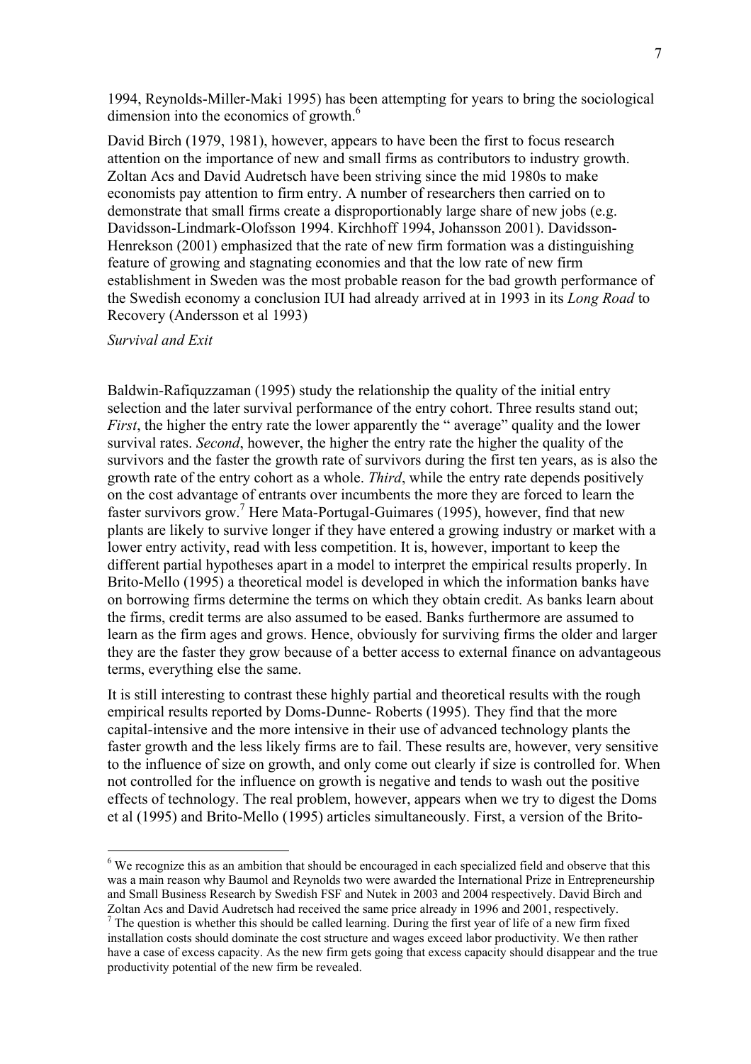1994, Reynolds-Miller-Maki 1995) has been attempting for years to bring the sociological dimension into the economics of growth.[6]

David Birch (1979, 1981), however, appears to have been the first to focus research attention on the importance of new and small firms as contributors to industry growth. Zoltan Acs and David Audretsch have been striving since the mid 1980s to make economists pay attention to firm entry. A number of researchers then carried on to demonstrate that small firms create a disproportionably large share of new jobs (e.g. Davidsson-Lindmark-Olofsson 1994. Kirchhoff 1994, Johansson 2001). Davidsson-Henrekson (2001) emphasized that the rate of new firm formation was a distinguishing feature of growing and stagnating economies and that the low rate of new firm establishment in Sweden was the most probable reason for the bad growth performance of the Swedish economy a conclusion IUI had already arrived at in 1993 in its *Long Road* to Recovery (Andersson et al 1993)

*Survival and Exit*

Baldwin-Rafiquzzaman (1995) study the relationship the quality of the initial entry selection and the later survival performance of the entry cohort. Three results stand out; *First*, the higher the entry rate the lower apparently the " average" quality and the lower survival rates. *Second*, however, the higher the entry rate the higher the quality of the survivors and the faster the growth rate of survivors during the first ten years, as is also the growth rate of the entry cohort as a whole. *Third*, while the entry rate depends positively on the cost advantage of entrants over incumbents the more they are forced to learn the faster survivors grow.[7] Here Mata-Portugal-Guimares (1995), however, find that new plants are likely to survive longer if they have entered a growing industry or market with a lower entry activity, read with less competition. It is, however, important to keep the different partial hypotheses apart in a model to interpret the empirical results properly. In Brito-Mello (1995) a theoretical model is developed in which the information banks have on borrowing firms determine the terms on which they obtain credit. As banks learn about the firms, credit terms are also assumed to be eased. Banks furthermore are assumed to learn as the firm ages and grows. Hence, obviously for surviving firms the older and larger they are the faster they grow because of a better access to external finance on advantageous terms, everything else the same.

It is still interesting to contrast these highly partial and theoretical results with the rough empirical results reported by Doms-Dunne- Roberts (1995). They find that the more capital-intensive and the more intensive in their use of advanced technology plants the faster growth and the less likely firms are to fail. These results are, however, very sensitive to the influence of size on growth, and only come out clearly if size is controlled for. When not controlled for the influence on growth is negative and tends to wash out the positive effects of technology. The real problem, however, appears when we try to digest the Doms et al (1995) and Brito-Mello (1995) articles simultaneously. First, a version of the Brito-

---

[6] We recognize this as an ambition that should be encouraged in each specialized field and observe that this was a main reason why Baumol and Reynolds two were awarded the International Prize in Entrepreneurship and Small Business Research by Swedish FSF and Nutek in 2003 and 2004 respectively. David Birch and Zoltan Acs and David Audretsch had received the same price already in 1996 and 2001, respectively.

[7] The question is whether this should be called learning. During the first year of life of a new firm fixed installation costs should dominate the cost structure and wages exceed labor productivity. We then rather have a case of excess capacity. As the new firm gets going that excess capacity should disappear and the true productivity potential of the new firm be revealed.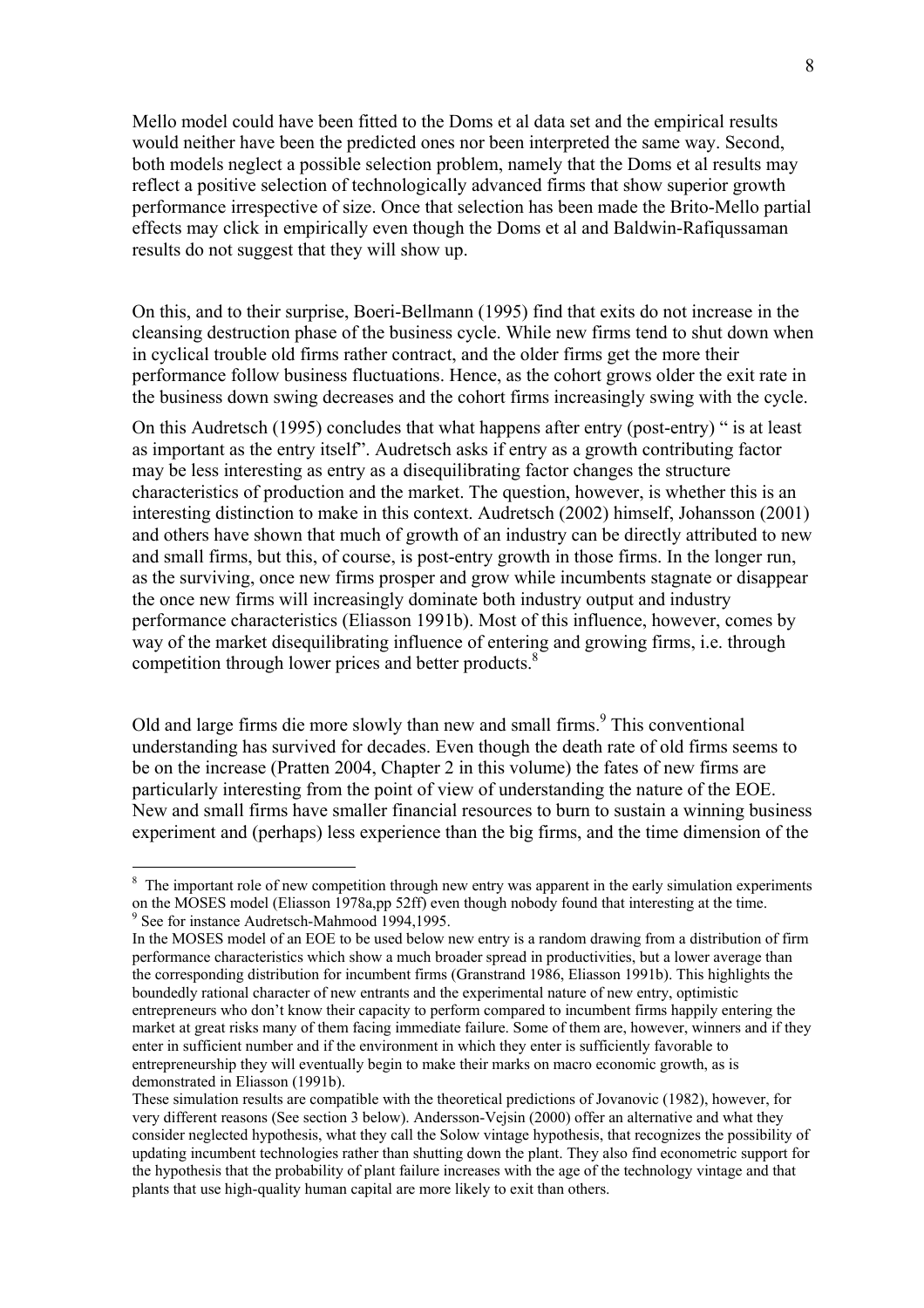Mello model could have been fitted to the Doms et al data set and the empirical results would neither have been the predicted ones nor been interpreted the same way. Second, both models neglect a possible selection problem, namely that the Doms et al results may reflect a positive selection of technologically advanced firms that show superior growth performance irrespective of size. Once that selection has been made the Brito-Mello partial effects may click in empirically even though the Doms et al and Baldwin-Rafiqussaman results do not suggest that they will show up.

On this, and to their surprise, Boeri-Bellmann (1995) find that exits do not increase in the cleansing destruction phase of the business cycle. While new firms tend to shut down when in cyclical trouble old firms rather contract, and the older firms get the more their performance follow business fluctuations. Hence, as the cohort grows older the exit rate in the business down swing decreases and the cohort firms increasingly swing with the cycle.

On this Audretsch (1995) concludes that what happens after entry (post-entry) " is at least as important as the entry itself". Audretsch asks if entry as a growth contributing factor may be less interesting as entry as a disequilibrating factor changes the structure characteristics of production and the market. The question, however, is whether this is an interesting distinction to make in this context. Audretsch (2002) himself, Johansson (2001) and others have shown that much of growth of an industry can be directly attributed to new and small firms, but this, of course, is post-entry growth in those firms. In the longer run, as the surviving, once new firms prosper and grow while incumbents stagnate or disappear the once new firms will increasingly dominate both industry output and industry performance characteristics (Eliasson 1991b). Most of this influence, however, comes by way of the market disequilibrating influence of entering and growing firms, i.e. through competition through lower prices and better products.[8]

Old and large firms die more slowly than new and small firms.[9] This conventional understanding has survived for decades. Even though the death rate of old firms seems to be on the increase (Pratten 2004, Chapter 2 in this volume) the fates of new firms are particularly interesting from the point of view of understanding the nature of the EOE. New and small firms have smaller financial resources to burn to sustain a winning business experiment and (perhaps) less experience than the big firms, and the time dimension of the

---

[8] The important role of new competition through new entry was apparent in the early simulation experiments on the MOSES model (Eliasson 1978a,pp 52ff) even though nobody found that interesting at the time.

[9] See for instance Audretsch-Mahmood 1994,1995.

In the MOSES model of an EOE to be used below new entry is a random drawing from a distribution of firm performance characteristics which show a much broader spread in productivities, but a lower average than the corresponding distribution for incumbent firms (Granstrand 1986, Eliasson 1991b). This highlights the boundedly rational character of new entrants and the experimental nature of new entry, optimistic entrepreneurs who don't know their capacity to perform compared to incumbent firms happily entering the market at great risks many of them facing immediate failure. Some of them are, however, winners and if they enter in sufficient number and if the environment in which they enter is sufficiently favorable to entrepreneurship they will eventually begin to make their marks on macro economic growth, as is demonstrated in Eliasson (1991b).

These simulation results are compatible with the theoretical predictions of Jovanovic (1982), however, for very different reasons (See section 3 below). Andersson-Vejsin (2000) offer an alternative and what they consider neglected hypothesis, what they call the Solow vintage hypothesis, that recognizes the possibility of updating incumbent technologies rather than shutting down the plant. They also find econometric support for the hypothesis that the probability of plant failure increases with the age of the technology vintage and that plants that use high-quality human capital are more likely to exit than others.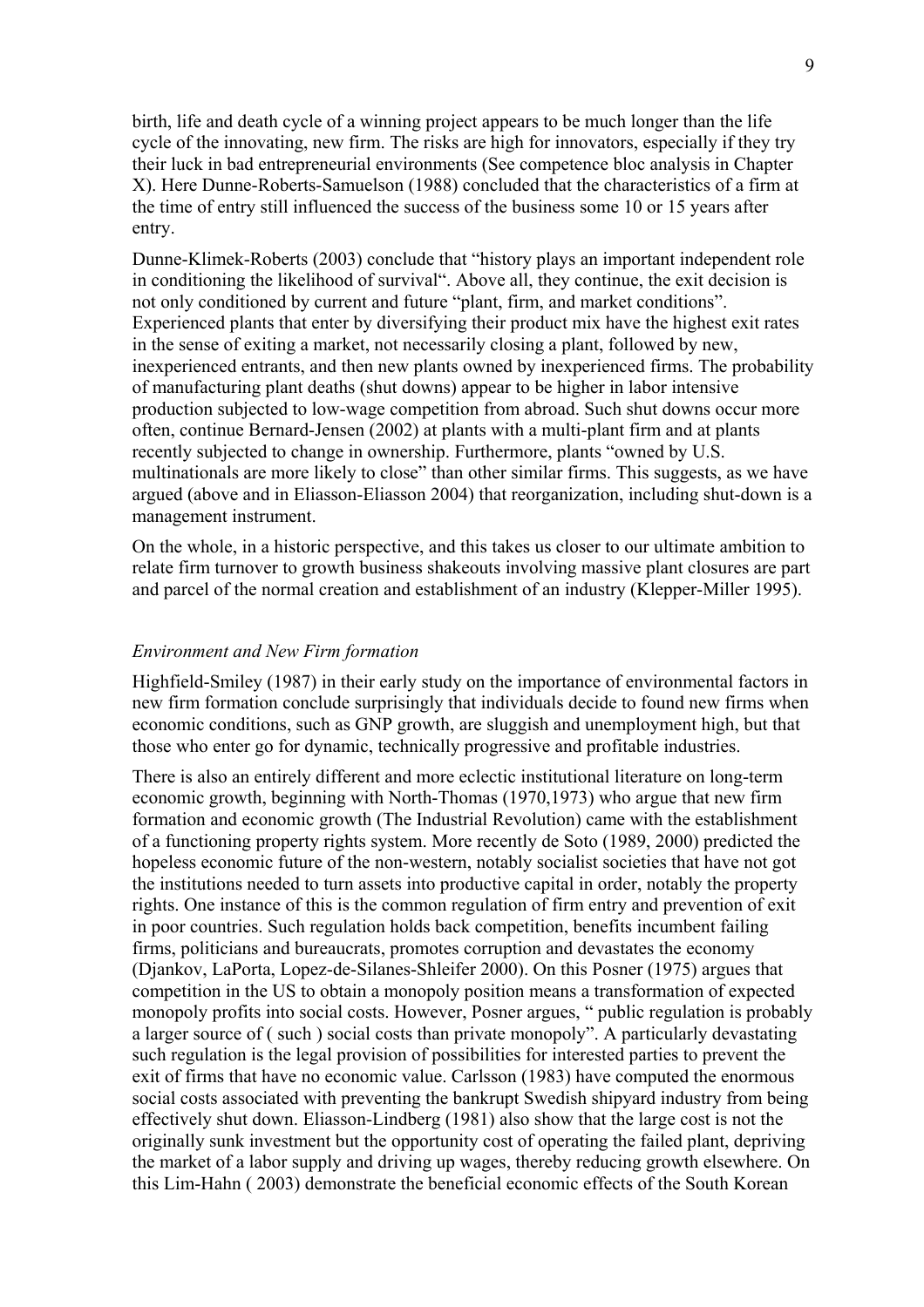birth, life and death cycle of a winning project appears to be much longer than the life cycle of the innovating, new firm. The risks are high for innovators, especially if they try their luck in bad entrepreneurial environments (See competence bloc analysis in Chapter X). Here Dunne-Roberts-Samuelson (1988) concluded that the characteristics of a firm at the time of entry still influenced the success of the business some 10 or 15 years after entry.

Dunne-Klimek-Roberts (2003) conclude that "history plays an important independent role in conditioning the likelihood of survival". Above all, they continue, the exit decision is not only conditioned by current and future "plant, firm, and market conditions". Experienced plants that enter by diversifying their product mix have the highest exit rates in the sense of exiting a market, not necessarily closing a plant, followed by new, inexperienced entrants, and then new plants owned by inexperienced firms. The probability of manufacturing plant deaths (shut downs) appear to be higher in labor intensive production subjected to low-wage competition from abroad. Such shut downs occur more often, continue Bernard-Jensen (2002) at plants with a multi-plant firm and at plants recently subjected to change in ownership. Furthermore, plants "owned by U.S. multinationals are more likely to close" than other similar firms. This suggests, as we have argued (above and in Eliasson-Eliasson 2004) that reorganization, including shut-down is a management instrument.

On the whole, in a historic perspective, and this takes us closer to our ultimate ambition to relate firm turnover to growth business shakeouts involving massive plant closures are part and parcel of the normal creation and establishment of an industry (Klepper-Miller 1995).

*Environment and New Firm formation*

Highfield-Smiley (1987) in their early study on the importance of environmental factors in new firm formation conclude surprisingly that individuals decide to found new firms when economic conditions, such as GNP growth, are sluggish and unemployment high, but that those who enter go for dynamic, technically progressive and profitable industries.

There is also an entirely different and more eclectic institutional literature on long-term economic growth, beginning with North-Thomas (1970,1973) who argue that new firm formation and economic growth (The Industrial Revolution) came with the establishment of a functioning property rights system. More recently de Soto (1989, 2000) predicted the hopeless economic future of the non-western, notably socialist societies that have not got the institutions needed to turn assets into productive capital in order, notably the property rights. One instance of this is the common regulation of firm entry and prevention of exit in poor countries. Such regulation holds back competition, benefits incumbent failing firms, politicians and bureaucrats, promotes corruption and devastates the economy (Djankov, LaPorta, Lopez-de-Silanes-Shleifer 2000). On this Posner (1975) argues that competition in the US to obtain a monopoly position means a transformation of expected monopoly profits into social costs. However, Posner argues, " public regulation is probably a larger source of ( such ) social costs than private monopoly". A particularly devastating such regulation is the legal provision of possibilities for interested parties to prevent the exit of firms that have no economic value. Carlsson (1983) have computed the enormous social costs associated with preventing the bankrupt Swedish shipyard industry from being effectively shut down. Eliasson-Lindberg (1981) also show that the large cost is not the originally sunk investment but the opportunity cost of operating the failed plant, depriving the market of a labor supply and driving up wages, thereby reducing growth elsewhere. On this Lim-Hahn ( 2003) demonstrate the beneficial economic effects of the South Korean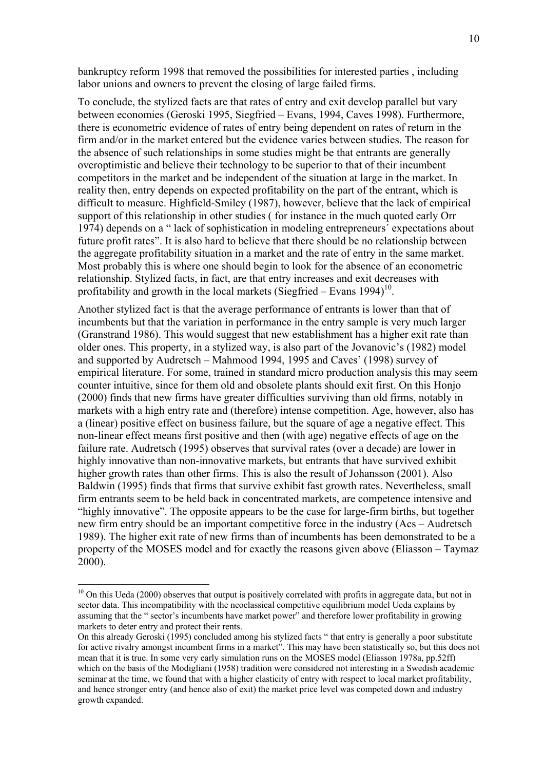bankruptcy reform 1998 that removed the possibilities for interested parties , including labor unions and owners to prevent the closing of large failed firms.

To conclude, the stylized facts are that rates of entry and exit develop parallel but vary between economies (Geroski 1995, Siegfried – Evans, 1994, Caves 1998). Furthermore, there is econometric evidence of rates of entry being dependent on rates of return in the firm and/or in the market entered but the evidence varies between studies. The reason for the absence of such relationships in some studies might be that entrants are generally overoptimistic and believe their technology to be superior to that of their incumbent competitors in the market and be independent of the situation at large in the market. In reality then, entry depends on expected profitability on the part of the entrant, which is difficult to measure. Highfield-Smiley (1987), however, believe that the lack of empirical support of this relationship in other studies ( for instance in the much quoted early Orr 1974) depends on a " lack of sophistication in modeling entrepreneurs´ expectations about future profit rates". It is also hard to believe that there should be no relationship between the aggregate profitability situation in a market and the rate of entry in the same market. Most probably this is where one should begin to look for the absence of an econometric relationship. Stylized facts, in fact, are that entry increases and exit decreases with profitability and growth in the local markets (Siegfried – Evans 1994)[10].

Another stylized fact is that the average performance of entrants is lower than that of incumbents but that the variation in performance in the entry sample is very much larger (Granstrand 1986). This would suggest that new establishment has a higher exit rate than older ones. This property, in a stylized way, is also part of the Jovanovic's (1982) model and supported by Audretsch – Mahmood 1994, 1995 and Caves' (1998) survey of empirical literature. For some, trained in standard micro production analysis this may seem counter intuitive, since for them old and obsolete plants should exit first. On this Honjo (2000) finds that new firms have greater difficulties surviving than old firms, notably in markets with a high entry rate and (therefore) intense competition. Age, however, also has a (linear) positive effect on business failure, but the square of age a negative effect. This non-linear effect means first positive and then (with age) negative effects of age on the failure rate. Audretsch (1995) observes that survival rates (over a decade) are lower in highly innovative than non-innovative markets, but entrants that have survived exhibit higher growth rates than other firms. This is also the result of Johansson (2001). Also Baldwin (1995) finds that firms that survive exhibit fast growth rates. Nevertheless, small firm entrants seem to be held back in concentrated markets, are competence intensive and "highly innovative". The opposite appears to be the case for large-firm births, but together new firm entry should be an important competitive force in the industry (Acs – Audretsch 1989). The higher exit rate of new firms than of incumbents has been demonstrated to be a property of the MOSES model and for exactly the reasons given above (Eliasson – Taymaz 2000).

---

[10] On this Ueda (2000) observes that output is positively correlated with profits in aggregate data, but not in sector data. This incompatibility with the neoclassical competitive equilibrium model Ueda explains by assuming that the " sector's incumbents have market power" and therefore lower profitability in growing markets to deter entry and protect their rents.

On this already Geroski (1995) concluded among his stylized facts " that entry is generally a poor substitute for active rivalry amongst incumbent firms in a market". This may have been statistically so, but this does not mean that it is true. In some very early simulation runs on the MOSES model (Eliasson 1978a, pp.52ff) which on the basis of the Modigliani (1958) tradition were considered not interesting in a Swedish academic seminar at the time, we found that with a higher elasticity of entry with respect to local market profitability, and hence stronger entry (and hence also of exit) the market price level was competed down and industry growth expanded.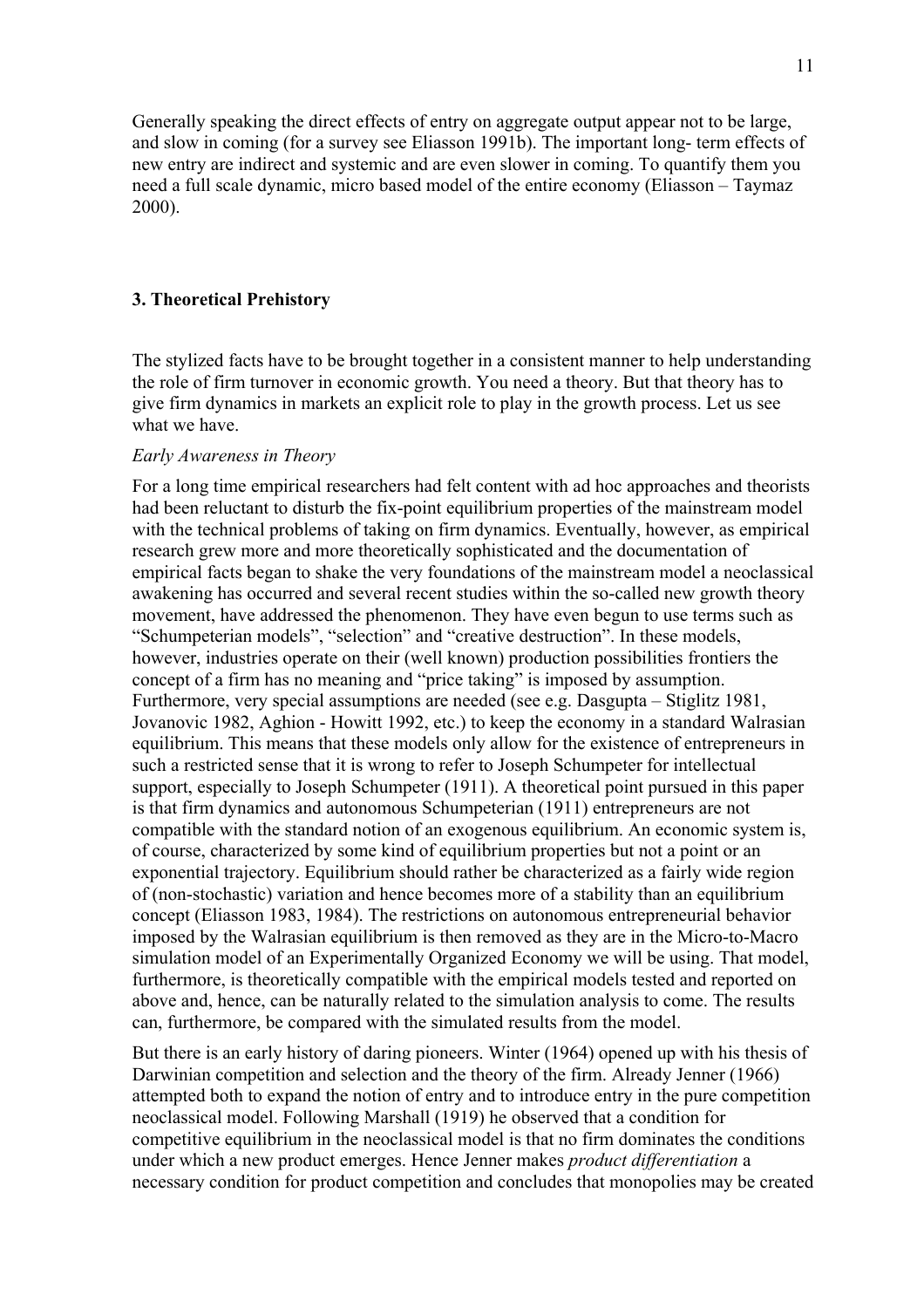Generally speaking the direct effects of entry on aggregate output appear not to be large, and slow in coming (for a survey see Eliasson 1991b). The important long- term effects of new entry are indirect and systemic and are even slower in coming. To quantify them you need a full scale dynamic, micro based model of the entire economy (Eliasson – Taymaz 2000).

### 3. Theoretical Prehistory

The stylized facts have to be brought together in a consistent manner to help understanding the role of firm turnover in economic growth. You need a theory. But that theory has to give firm dynamics in markets an explicit role to play in the growth process. Let us see what we have.

*Early Awareness in Theory*

For a long time empirical researchers had felt content with ad hoc approaches and theorists had been reluctant to disturb the fix-point equilibrium properties of the mainstream model with the technical problems of taking on firm dynamics. Eventually, however, as empirical research grew more and more theoretically sophisticated and the documentation of empirical facts began to shake the very foundations of the mainstream model a neoclassical awakening has occurred and several recent studies within the so-called new growth theory movement, have addressed the phenomenon. They have even begun to use terms such as "Schumpeterian models", "selection" and "creative destruction". In these models, however, industries operate on their (well known) production possibilities frontiers the concept of a firm has no meaning and "price taking" is imposed by assumption. Furthermore, very special assumptions are needed (see e.g. Dasgupta – Stiglitz 1981, Jovanovic 1982, Aghion - Howitt 1992, etc.) to keep the economy in a standard Walrasian equilibrium. This means that these models only allow for the existence of entrepreneurs in such a restricted sense that it is wrong to refer to Joseph Schumpeter for intellectual support, especially to Joseph Schumpeter (1911). A theoretical point pursued in this paper is that firm dynamics and autonomous Schumpeterian (1911) entrepreneurs are not compatible with the standard notion of an exogenous equilibrium. An economic system is, of course, characterized by some kind of equilibrium properties but not a point or an exponential trajectory. Equilibrium should rather be characterized as a fairly wide region of (non-stochastic) variation and hence becomes more of a stability than an equilibrium concept (Eliasson 1983, 1984). The restrictions on autonomous entrepreneurial behavior imposed by the Walrasian equilibrium is then removed as they are in the Micro-to-Macro simulation model of an Experimentally Organized Economy we will be using. That model, furthermore, is theoretically compatible with the empirical models tested and reported on above and, hence, can be naturally related to the simulation analysis to come. The results can, furthermore, be compared with the simulated results from the model.

But there is an early history of daring pioneers. Winter (1964) opened up with his thesis of Darwinian competition and selection and the theory of the firm. Already Jenner (1966) attempted both to expand the notion of entry and to introduce entry in the pure competition neoclassical model. Following Marshall (1919) he observed that a condition for competitive equilibrium in the neoclassical model is that no firm dominates the conditions under which a new product emerges. Hence Jenner makes *product differentiation* a necessary condition for product competition and concludes that monopolies may be created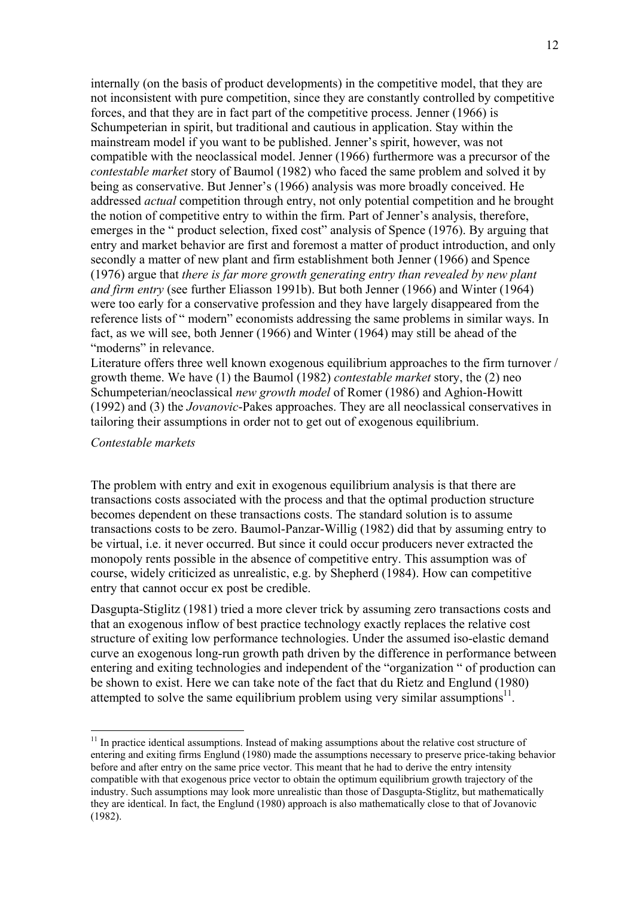internally (on the basis of product developments) in the competitive model, that they are not inconsistent with pure competition, since they are constantly controlled by competitive forces, and that they are in fact part of the competitive process. Jenner (1966) is Schumpeterian in spirit, but traditional and cautious in application. Stay within the mainstream model if you want to be published. Jenner's spirit, however, was not compatible with the neoclassical model. Jenner (1966) furthermore was a precursor of the *contestable market* story of Baumol (1982) who faced the same problem and solved it by being as conservative. But Jenner's (1966) analysis was more broadly conceived. He addressed *actual* competition through entry, not only potential competition and he brought the notion of competitive entry to within the firm. Part of Jenner's analysis, therefore, emerges in the " product selection, fixed cost" analysis of Spence (1976). By arguing that entry and market behavior are first and foremost a matter of product introduction, and only secondly a matter of new plant and firm establishment both Jenner (1966) and Spence (1976) argue that *there is far more growth generating entry than revealed by new plant and firm entry* (see further Eliasson 1991b). But both Jenner (1966) and Winter (1964) were too early for a conservative profession and they have largely disappeared from the reference lists of " modern" economists addressing the same problems in similar ways. In fact, as we will see, both Jenner (1966) and Winter (1964) may still be ahead of the "moderns" in relevance.

Literature offers three well known exogenous equilibrium approaches to the firm turnover / growth theme. We have (1) the Baumol (1982) *contestable market* story, the (2) neo Schumpeterian/neoclassical *new growth model* of Romer (1986) and Aghion-Howitt (1992) and (3) the *Jovanovic*-Pakes approaches. They are all neoclassical conservatives in tailoring their assumptions in order not to get out of exogenous equilibrium.

*Contestable markets*

The problem with entry and exit in exogenous equilibrium analysis is that there are transactions costs associated with the process and that the optimal production structure becomes dependent on these transactions costs. The standard solution is to assume transactions costs to be zero. Baumol-Panzar-Willig (1982) did that by assuming entry to be virtual, i.e. it never occurred. But since it could occur producers never extracted the monopoly rents possible in the absence of competitive entry. This assumption was of course, widely criticized as unrealistic, e.g. by Shepherd (1984). How can competitive entry that cannot occur ex post be credible.

Dasgupta-Stiglitz (1981) tried a more clever trick by assuming zero transactions costs and that an exogenous inflow of best practice technology exactly replaces the relative cost structure of exiting low performance technologies. Under the assumed iso-elastic demand curve an exogenous long-run growth path driven by the difference in performance between entering and exiting technologies and independent of the "organization " of production can be shown to exist. Here we can take note of the fact that du Rietz and Englund (1980) attempted to solve the same equilibrium problem using very similar assumptions[11].

[11] In practice identical assumptions. Instead of making assumptions about the relative cost structure of entering and exiting firms Englund (1980) made the assumptions necessary to preserve price-taking behavior before and after entry on the same price vector. This meant that he had to derive the entry intensity compatible with that exogenous price vector to obtain the optimum equilibrium growth trajectory of the industry. Such assumptions may look more unrealistic than those of Dasgupta-Stiglitz, but mathematically they are identical. In fact, the Englund (1980) approach is also mathematically close to that of Jovanovic (1982).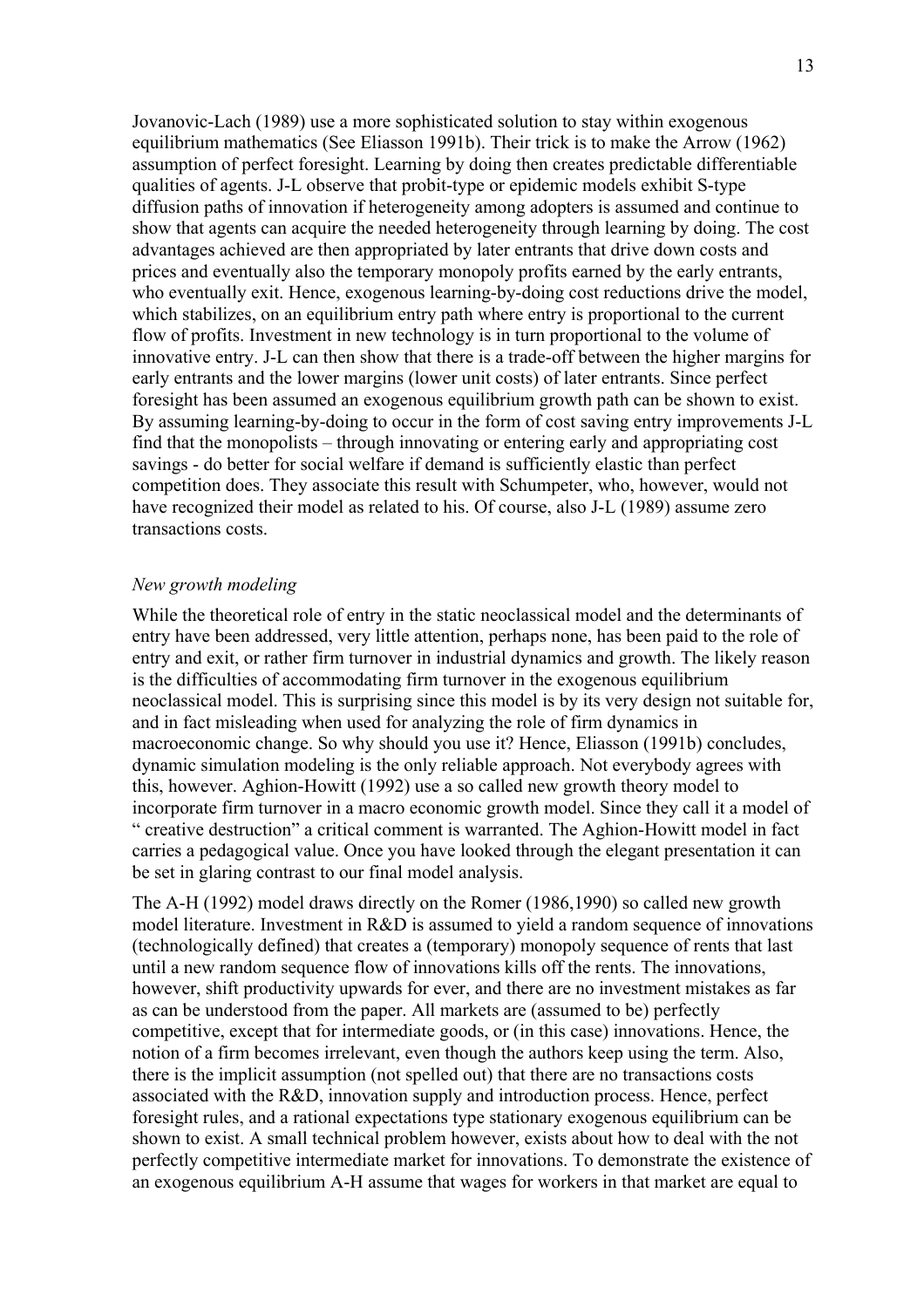Jovanovic-Lach (1989) use a more sophisticated solution to stay within exogenous equilibrium mathematics (See Eliasson 1991b). Their trick is to make the Arrow (1962) assumption of perfect foresight. Learning by doing then creates predictable differentiable qualities of agents. J-L observe that probit-type or epidemic models exhibit S-type diffusion paths of innovation if heterogeneity among adopters is assumed and continue to show that agents can acquire the needed heterogeneity through learning by doing. The cost advantages achieved are then appropriated by later entrants that drive down costs and prices and eventually also the temporary monopoly profits earned by the early entrants, who eventually exit. Hence, exogenous learning-by-doing cost reductions drive the model, which stabilizes, on an equilibrium entry path where entry is proportional to the current flow of profits. Investment in new technology is in turn proportional to the volume of innovative entry. J-L can then show that there is a trade-off between the higher margins for early entrants and the lower margins (lower unit costs) of later entrants. Since perfect foresight has been assumed an exogenous equilibrium growth path can be shown to exist. By assuming learning-by-doing to occur in the form of cost saving entry improvements J-L find that the monopolists – through innovating or entering early and appropriating cost savings - do better for social welfare if demand is sufficiently elastic than perfect competition does. They associate this result with Schumpeter, who, however, would not have recognized their model as related to his. Of course, also J-L (1989) assume zero transactions costs.

*New growth modeling*

While the theoretical role of entry in the static neoclassical model and the determinants of entry have been addressed, very little attention, perhaps none, has been paid to the role of entry and exit, or rather firm turnover in industrial dynamics and growth. The likely reason is the difficulties of accommodating firm turnover in the exogenous equilibrium neoclassical model. This is surprising since this model is by its very design not suitable for, and in fact misleading when used for analyzing the role of firm dynamics in macroeconomic change. So why should you use it? Hence, Eliasson (1991b) concludes, dynamic simulation modeling is the only reliable approach. Not everybody agrees with this, however. Aghion-Howitt (1992) use a so called new growth theory model to incorporate firm turnover in a macro economic growth model. Since they call it a model of " creative destruction" a critical comment is warranted. The Aghion-Howitt model in fact carries a pedagogical value. Once you have looked through the elegant presentation it can be set in glaring contrast to our final model analysis.

The A-H (1992) model draws directly on the Romer (1986,1990) so called new growth model literature. Investment in R&D is assumed to yield a random sequence of innovations (technologically defined) that creates a (temporary) monopoly sequence of rents that last until a new random sequence flow of innovations kills off the rents. The innovations, however, shift productivity upwards for ever, and there are no investment mistakes as far as can be understood from the paper. All markets are (assumed to be) perfectly competitive, except that for intermediate goods, or (in this case) innovations. Hence, the notion of a firm becomes irrelevant, even though the authors keep using the term. Also, there is the implicit assumption (not spelled out) that there are no transactions costs associated with the R&D, innovation supply and introduction process. Hence, perfect foresight rules, and a rational expectations type stationary exogenous equilibrium can be shown to exist. A small technical problem however, exists about how to deal with the not perfectly competitive intermediate market for innovations. To demonstrate the existence of an exogenous equilibrium A-H assume that wages for workers in that market are equal to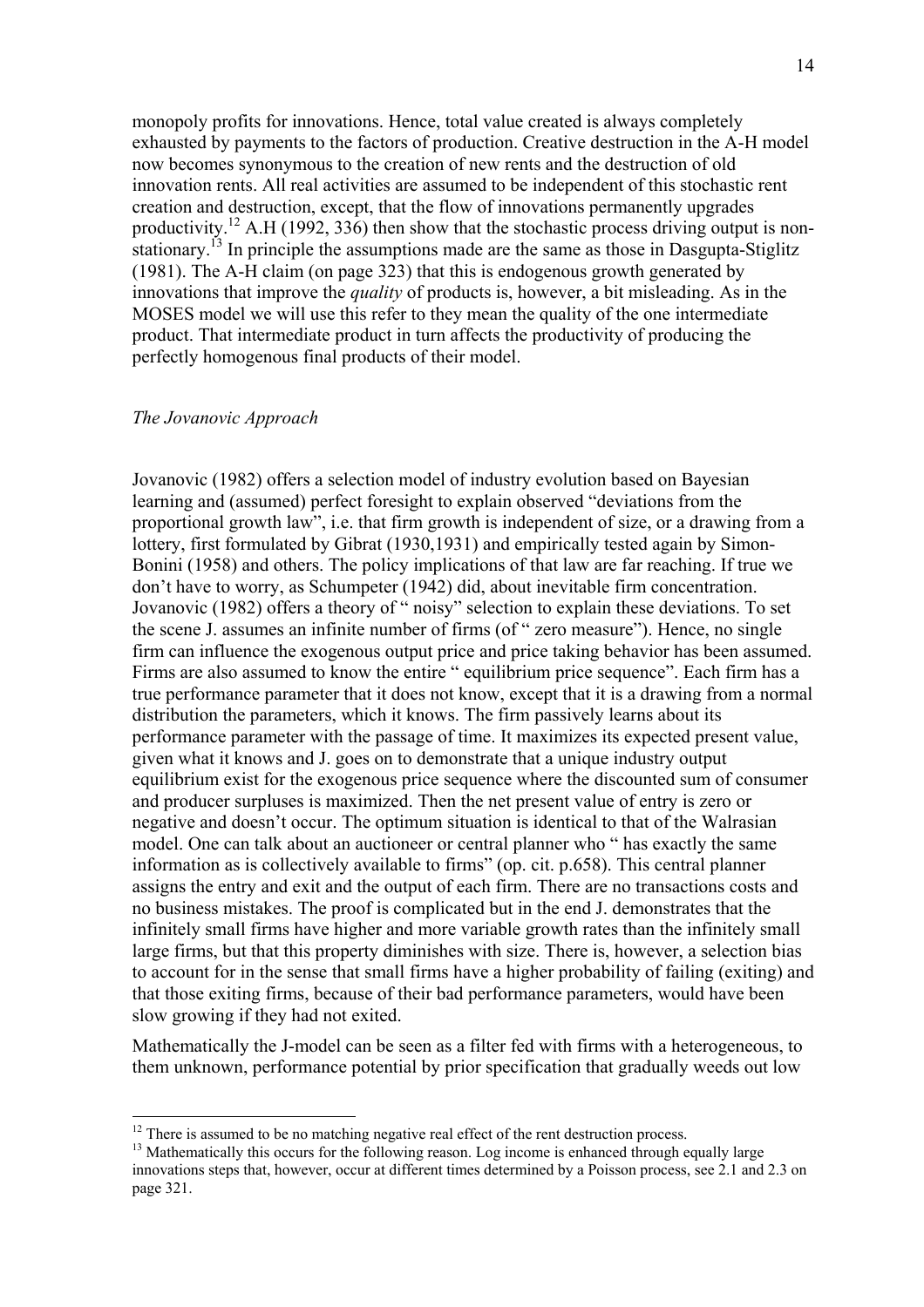monopoly profits for innovations. Hence, total value created is always completely exhausted by payments to the factors of production. Creative destruction in the A-H model now becomes synonymous to the creation of new rents and the destruction of old innovation rents. All real activities are assumed to be independent of this stochastic rent creation and destruction, except, that the flow of innovations permanently upgrades productivity.[12] A.H (1992, 336) then show that the stochastic process driving output is non-stationary.[13] In principle the assumptions made are the same as those in Dasgupta-Stiglitz (1981). The A-H claim (on page 323) that this is endogenous growth generated by innovations that improve the *quality* of products is, however, a bit misleading. As in the MOSES model we will use this refer to they mean the quality of the one intermediate product. That intermediate product in turn affects the productivity of producing the perfectly homogenous final products of their model.

*The Jovanovic Approach*

Jovanovic (1982) offers a selection model of industry evolution based on Bayesian learning and (assumed) perfect foresight to explain observed "deviations from the proportional growth law", i.e. that firm growth is independent of size, or a drawing from a lottery, first formulated by Gibrat (1930,1931) and empirically tested again by Simon-Bonini (1958) and others. The policy implications of that law are far reaching. If true we don't have to worry, as Schumpeter (1942) did, about inevitable firm concentration. Jovanovic (1982) offers a theory of " noisy" selection to explain these deviations. To set the scene J. assumes an infinite number of firms (of " zero measure"). Hence, no single firm can influence the exogenous output price and price taking behavior has been assumed. Firms are also assumed to know the entire " equilibrium price sequence". Each firm has a true performance parameter that it does not know, except that it is a drawing from a normal distribution the parameters, which it knows. The firm passively learns about its performance parameter with the passage of time. It maximizes its expected present value, given what it knows and J. goes on to demonstrate that a unique industry output equilibrium exist for the exogenous price sequence where the discounted sum of consumer and producer surpluses is maximized. Then the net present value of entry is zero or negative and doesn't occur. The optimum situation is identical to that of the Walrasian model. One can talk about an auctioneer or central planner who " has exactly the same information as is collectively available to firms" (op. cit. p.658). This central planner assigns the entry and exit and the output of each firm. There are no transactions costs and no business mistakes. The proof is complicated but in the end J. demonstrates that the infinitely small firms have higher and more variable growth rates than the infinitely small large firms, but that this property diminishes with size. There is, however, a selection bias to account for in the sense that small firms have a higher probability of failing (exiting) and that those exiting firms, because of their bad performance parameters, would have been slow growing if they had not exited.

Mathematically the J-model can be seen as a filter fed with firms with a heterogeneous, to them unknown, performance potential by prior specification that gradually weeds out low

[12] There is assumed to be no matching negative real effect of the rent destruction process.

[13] Mathematically this occurs for the following reason. Log income is enhanced through equally large innovations steps that, however, occur at different times determined by a Poisson process, see 2.1 and 2.3 on page 321.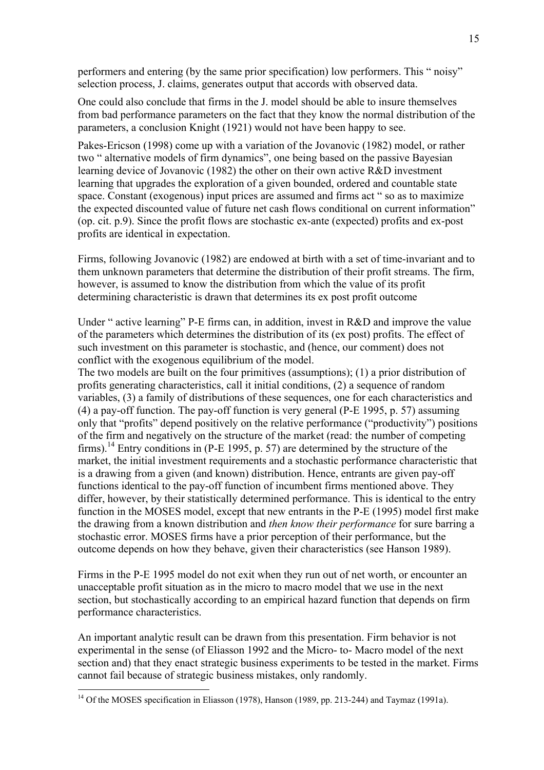performers and entering (by the same prior specification) low performers. This " noisy" selection process, J. claims, generates output that accords with observed data.

One could also conclude that firms in the J. model should be able to insure themselves from bad performance parameters on the fact that they know the normal distribution of the parameters, a conclusion Knight (1921) would not have been happy to see.

Pakes-Ericson (1998) come up with a variation of the Jovanovic (1982) model, or rather two " alternative models of firm dynamics", one being based on the passive Bayesian learning device of Jovanovic (1982) the other on their own active R&D investment learning that upgrades the exploration of a given bounded, ordered and countable state space. Constant (exogenous) input prices are assumed and firms act " so as to maximize the expected discounted value of future net cash flows conditional on current information" (op. cit. p.9). Since the profit flows are stochastic ex-ante (expected) profits and ex-post profits are identical in expectation.

Firms, following Jovanovic (1982) are endowed at birth with a set of time-invariant and to them unknown parameters that determine the distribution of their profit streams. The firm, however, is assumed to know the distribution from which the value of its profit determining characteristic is drawn that determines its ex post profit outcome

Under " active learning" P-E firms can, in addition, invest in R&D and improve the value of the parameters which determines the distribution of its (ex post) profits. The effect of such investment on this parameter is stochastic, and (hence, our comment) does not conflict with the exogenous equilibrium of the model.
The two models are built on the four primitives (assumptions); (1) a prior distribution of profits generating characteristics, call it initial conditions, (2) a sequence of random variables, (3) a family of distributions of these sequences, one for each characteristics and (4) a pay-off function. The pay-off function is very general (P-E 1995, p. 57) assuming only that "profits" depend positively on the relative performance ("productivity") positions of the firm and negatively on the structure of the market (read: the number of competing firms).[14] Entry conditions in (P-E 1995, p. 57) are determined by the structure of the market, the initial investment requirements and a stochastic performance characteristic that is a drawing from a given (and known) distribution. Hence, entrants are given pay-off functions identical to the pay-off function of incumbent firms mentioned above. They differ, however, by their statistically determined performance. This is identical to the entry function in the MOSES model, except that new entrants in the P-E (1995) model first make the drawing from a known distribution and *then know their performance* for sure barring a stochastic error. MOSES firms have a prior perception of their performance, but the outcome depends on how they behave, given their characteristics (see Hanson 1989).

Firms in the P-E 1995 model do not exit when they run out of net worth, or encounter an unacceptable profit situation as in the micro to macro model that we use in the next section, but stochastically according to an empirical hazard function that depends on firm performance characteristics.

An important analytic result can be drawn from this presentation. Firm behavior is not experimental in the sense (of Eliasson 1992 and the Micro- to- Macro model of the next section and) that they enact strategic business experiments to be tested in the market. Firms cannot fail because of strategic business mistakes, only randomly.

[14] Of the MOSES specification in Eliasson (1978), Hanson (1989, pp. 213-244) and Taymaz (1991a).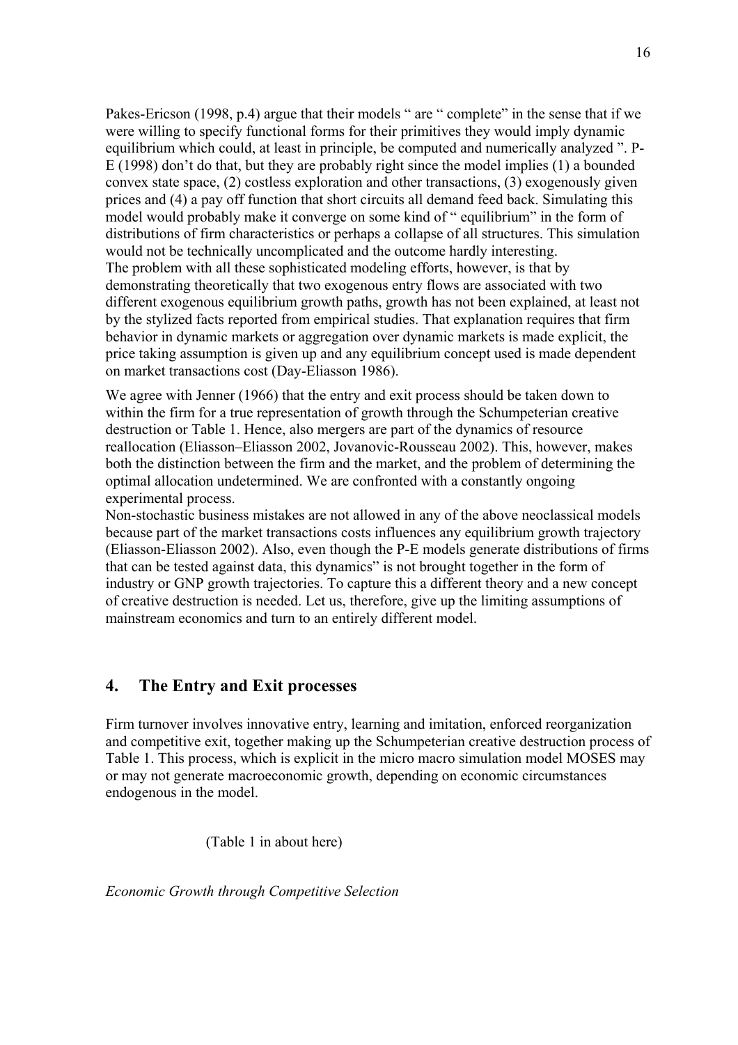Pakes-Ericson (1998, p.4) argue that their models " are " complete" in the sense that if we were willing to specify functional forms for their primitives they would imply dynamic equilibrium which could, at least in principle, be computed and numerically analyzed ". P-E (1998) don't do that, but they are probably right since the model implies (1) a bounded convex state space, (2) costless exploration and other transactions, (3) exogenously given prices and (4) a pay off function that short circuits all demand feed back. Simulating this model would probably make it converge on some kind of " equilibrium" in the form of distributions of firm characteristics or perhaps a collapse of all structures. This simulation would not be technically uncomplicated and the outcome hardly interesting.
The problem with all these sophisticated modeling efforts, however, is that by demonstrating theoretically that two exogenous entry flows are associated with two different exogenous equilibrium growth paths, growth has not been explained, at least not by the stylized facts reported from empirical studies. That explanation requires that firm behavior in dynamic markets or aggregation over dynamic markets is made explicit, the price taking assumption is given up and any equilibrium concept used is made dependent on market transactions cost (Day-Eliasson 1986).

We agree with Jenner (1966) that the entry and exit process should be taken down to within the firm for a true representation of growth through the Schumpeterian creative destruction or Table 1. Hence, also mergers are part of the dynamics of resource reallocation (Eliasson–Eliasson 2002, Jovanovic-Rousseau 2002). This, however, makes both the distinction between the firm and the market, and the problem of determining the optimal allocation undetermined. We are confronted with a constantly ongoing experimental process.
Non-stochastic business mistakes are not allowed in any of the above neoclassical models because part of the market transactions costs influences any equilibrium growth trajectory (Eliasson-Eliasson 2002). Also, even though the P-E models generate distributions of firms that can be tested against data, this dynamics" is not brought together in the form of industry or GNP growth trajectories. To capture this a different theory and a new concept of creative destruction is needed. Let us, therefore, give up the limiting assumptions of mainstream economics and turn to an entirely different model.

## 4. The Entry and Exit processes

Firm turnover involves innovative entry, learning and imitation, enforced reorganization and competitive exit, together making up the Schumpeterian creative destruction process of Table 1. This process, which is explicit in the micro macro simulation model MOSES may or may not generate macroeconomic growth, depending on economic circumstances endogenous in the model.

(Table 1 in about here)

*Economic Growth through Competitive Selection*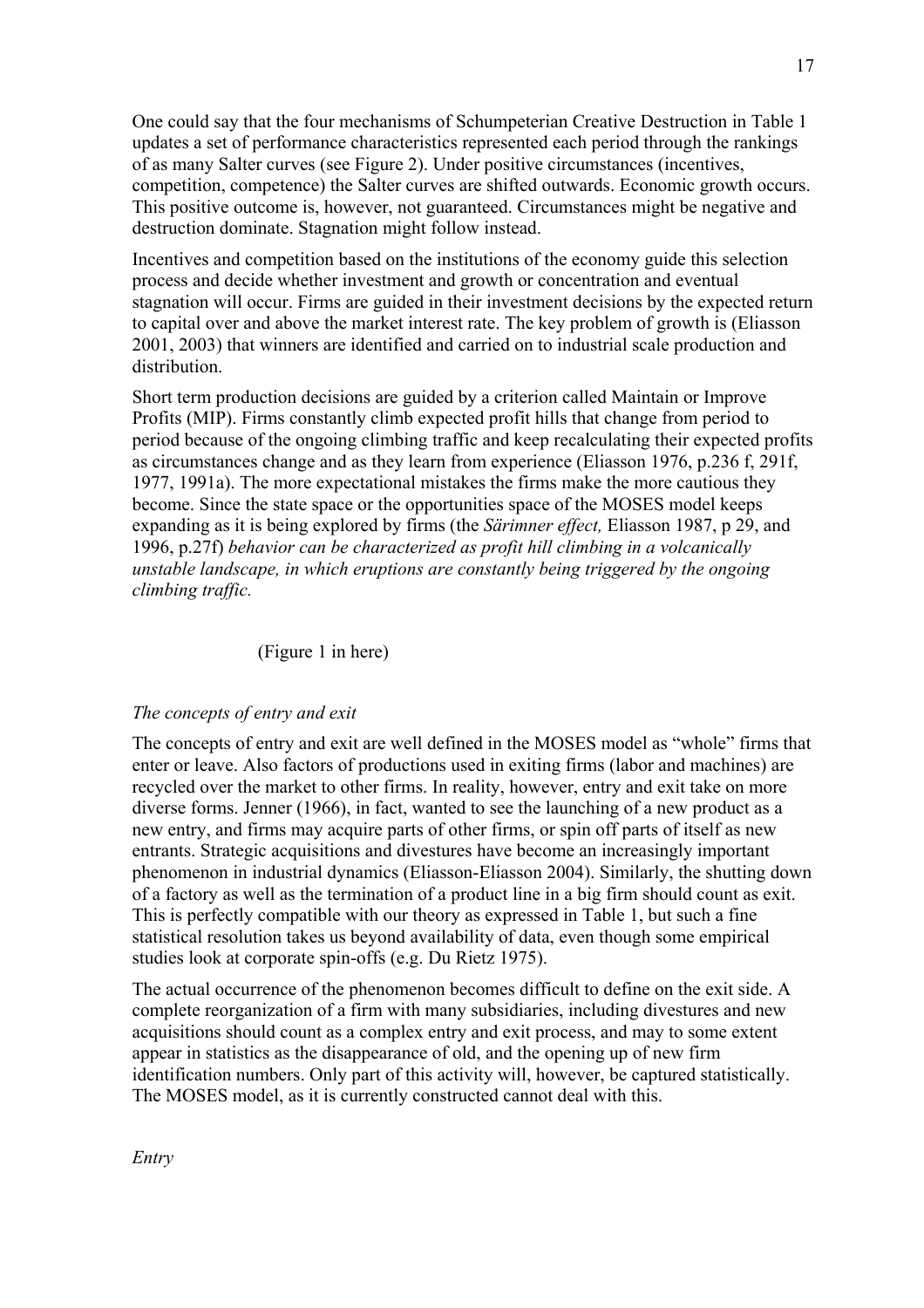One could say that the four mechanisms of Schumpeterian Creative Destruction in Table 1 updates a set of performance characteristics represented each period through the rankings of as many Salter curves (see Figure 2). Under positive circumstances (incentives, competition, competence) the Salter curves are shifted outwards. Economic growth occurs. This positive outcome is, however, not guaranteed. Circumstances might be negative and destruction dominate. Stagnation might follow instead.

Incentives and competition based on the institutions of the economy guide this selection process and decide whether investment and growth or concentration and eventual stagnation will occur. Firms are guided in their investment decisions by the expected return to capital over and above the market interest rate. The key problem of growth is (Eliasson 2001, 2003) that winners are identified and carried on to industrial scale production and distribution.

Short term production decisions are guided by a criterion called Maintain or Improve Profits (MIP). Firms constantly climb expected profit hills that change from period to period because of the ongoing climbing traffic and keep recalculating their expected profits as circumstances change and as they learn from experience (Eliasson 1976, p.236 f, 291f, 1977, 1991a). The more expectational mistakes the firms make the more cautious they become. Since the state space or the opportunities space of the MOSES model keeps expanding as it is being explored by firms (the *Särimner effect,* Eliasson 1987, p 29, and 1996, p.27f) *behavior can be characterized as profit hill climbing in a volcanically unstable landscape, in which eruptions are constantly being triggered by the ongoing climbing traffic.*

(Figure 1 in here)

*The concepts of entry and exit*

The concepts of entry and exit are well defined in the MOSES model as "whole" firms that enter or leave. Also factors of productions used in exiting firms (labor and machines) are recycled over the market to other firms. In reality, however, entry and exit take on more diverse forms. Jenner (1966), in fact, wanted to see the launching of a new product as a new entry, and firms may acquire parts of other firms, or spin off parts of itself as new entrants. Strategic acquisitions and divestures have become an increasingly important phenomenon in industrial dynamics (Eliasson-Eliasson 2004). Similarly, the shutting down of a factory as well as the termination of a product line in a big firm should count as exit. This is perfectly compatible with our theory as expressed in Table 1, but such a fine statistical resolution takes us beyond availability of data, even though some empirical studies look at corporate spin-offs (e.g. Du Rietz 1975).

The actual occurrence of the phenomenon becomes difficult to define on the exit side. A complete reorganization of a firm with many subsidiaries, including divestures and new acquisitions should count as a complex entry and exit process, and may to some extent appear in statistics as the disappearance of old, and the opening up of new firm identification numbers. Only part of this activity will, however, be captured statistically. The MOSES model, as it is currently constructed cannot deal with this.

*Entry*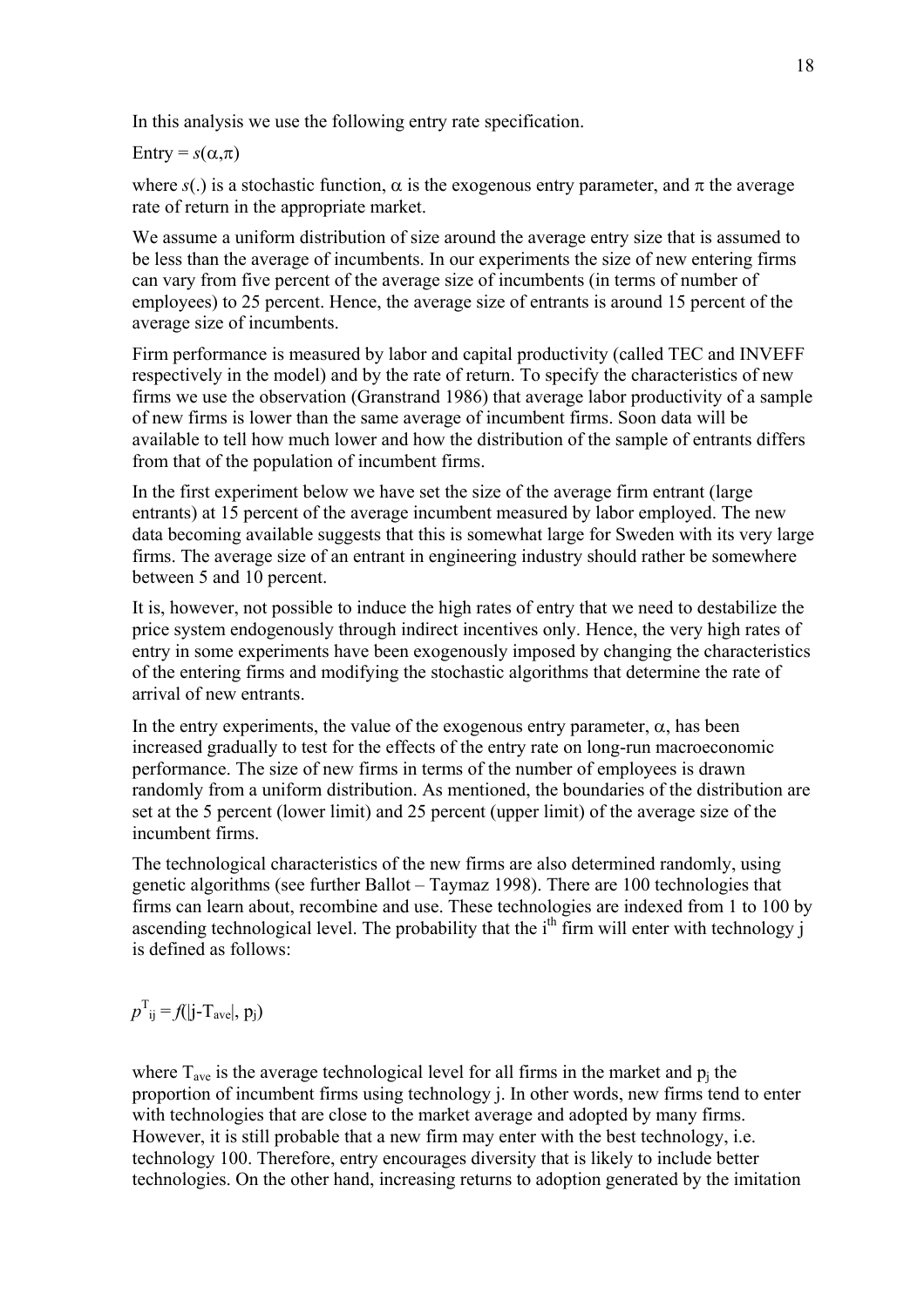In this analysis we use the following entry rate specification.

Entry = $s(\alpha,\pi)$

where $s(.)$ is a stochastic function, $\alpha$ is the exogenous entry parameter, and $\pi$ the average rate of return in the appropriate market.

We assume a uniform distribution of size around the average entry size that is assumed to be less than the average of incumbents. In our experiments the size of new entering firms can vary from five percent of the average size of incumbents (in terms of number of employees) to 25 percent. Hence, the average size of entrants is around 15 percent of the average size of incumbents.

Firm performance is measured by labor and capital productivity (called TEC and INVEFF respectively in the model) and by the rate of return. To specify the characteristics of new firms we use the observation (Granstrand 1986) that average labor productivity of a sample of new firms is lower than the same average of incumbent firms. Soon data will be available to tell how much lower and how the distribution of the sample of entrants differs from that of the population of incumbent firms.

In the first experiment below we have set the size of the average firm entrant (large entrants) at 15 percent of the average incumbent measured by labor employed. The new data becoming available suggests that this is somewhat large for Sweden with its very large firms. The average size of an entrant in engineering industry should rather be somewhere between 5 and 10 percent.

It is, however, not possible to induce the high rates of entry that we need to destabilize the price system endogenously through indirect incentives only. Hence, the very high rates of entry in some experiments have been exogenously imposed by changing the characteristics of the entering firms and modifying the stochastic algorithms that determine the rate of arrival of new entrants.

In the entry experiments, the value of the exogenous entry parameter, $\alpha$, has been increased gradually to test for the effects of the entry rate on long-run macroeconomic performance. The size of new firms in terms of the number of employees is drawn randomly from a uniform distribution. As mentioned, the boundaries of the distribution are set at the 5 percent (lower limit) and 25 percent (upper limit) of the average size of the incumbent firms.

The technological characteristics of the new firms are also determined randomly, using genetic algorithms (see further Ballot – Taymaz 1998). There are 100 technologies that firms can learn about, recombine and use. These technologies are indexed from 1 to 100 by ascending technological level. The probability that the $i^{th}$ firm will enter with technology j is defined as follows:

$$p^{T}_{ij} = f(|j-T_{ave}|, p_j)$$

where $T_{ave}$ is the average technological level for all firms in the market and $p_j$ the proportion of incumbent firms using technology j. In other words, new firms tend to enter with technologies that are close to the market average and adopted by many firms. However, it is still probable that a new firm may enter with the best technology, i.e. technology 100. Therefore, entry encourages diversity that is likely to include better technologies. On the other hand, increasing returns to adoption generated by the imitation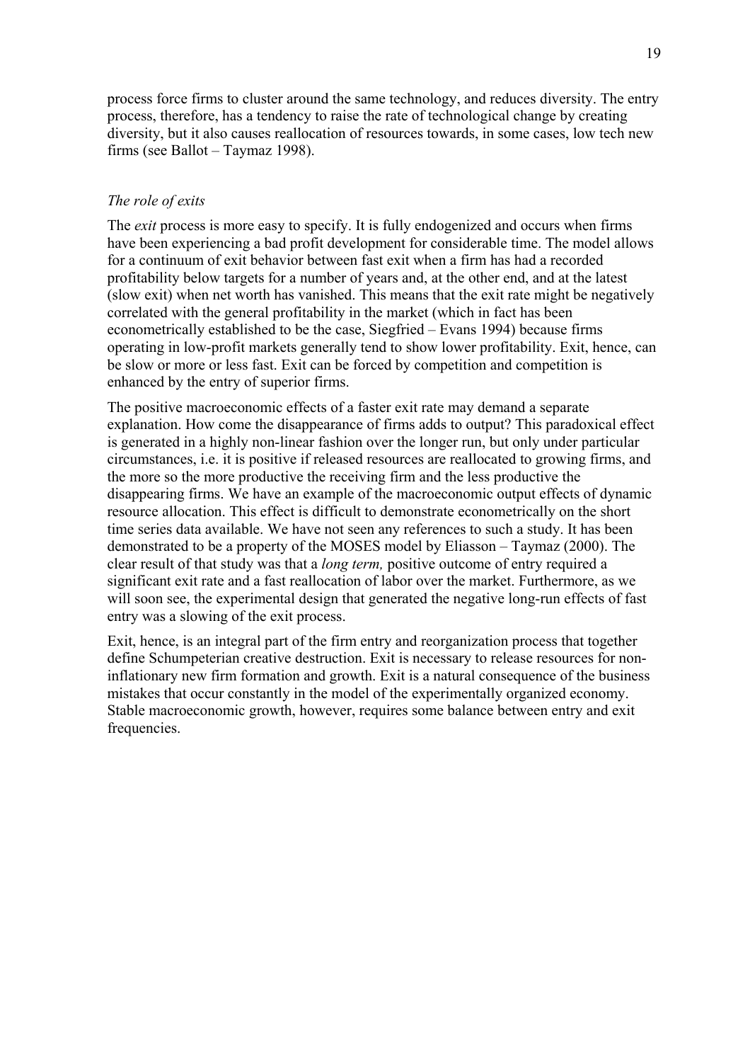process force firms to cluster around the same technology, and reduces diversity. The entry process, therefore, has a tendency to raise the rate of technological change by creating diversity, but it also causes reallocation of resources towards, in some cases, low tech new firms (see Ballot – Taymaz 1998).

### *The role of exits*

The *exit* process is more easy to specify. It is fully endogenized and occurs when firms have been experiencing a bad profit development for considerable time. The model allows for a continuum of exit behavior between fast exit when a firm has had a recorded profitability below targets for a number of years and, at the other end, and at the latest (slow exit) when net worth has vanished. This means that the exit rate might be negatively correlated with the general profitability in the market (which in fact has been econometrically established to be the case, Siegfried – Evans 1994) because firms operating in low-profit markets generally tend to show lower profitability. Exit, hence, can be slow or more or less fast. Exit can be forced by competition and competition is enhanced by the entry of superior firms.

The positive macroeconomic effects of a faster exit rate may demand a separate explanation. How come the disappearance of firms adds to output? This paradoxical effect is generated in a highly non-linear fashion over the longer run, but only under particular circumstances, i.e. it is positive if released resources are reallocated to growing firms, and the more so the more productive the receiving firm and the less productive the disappearing firms. We have an example of the macroeconomic output effects of dynamic resource allocation. This effect is difficult to demonstrate econometrically on the short time series data available. We have not seen any references to such a study. It has been demonstrated to be a property of the MOSES model by Eliasson – Taymaz (2000). The clear result of that study was that a *long term,* positive outcome of entry required a significant exit rate and a fast reallocation of labor over the market. Furthermore, as we will soon see, the experimental design that generated the negative long-run effects of fast entry was a slowing of the exit process.

Exit, hence, is an integral part of the firm entry and reorganization process that together define Schumpeterian creative destruction. Exit is necessary to release resources for non-inflationary new firm formation and growth. Exit is a natural consequence of the business mistakes that occur constantly in the model of the experimentally organized economy. Stable macroeconomic growth, however, requires some balance between entry and exit frequencies.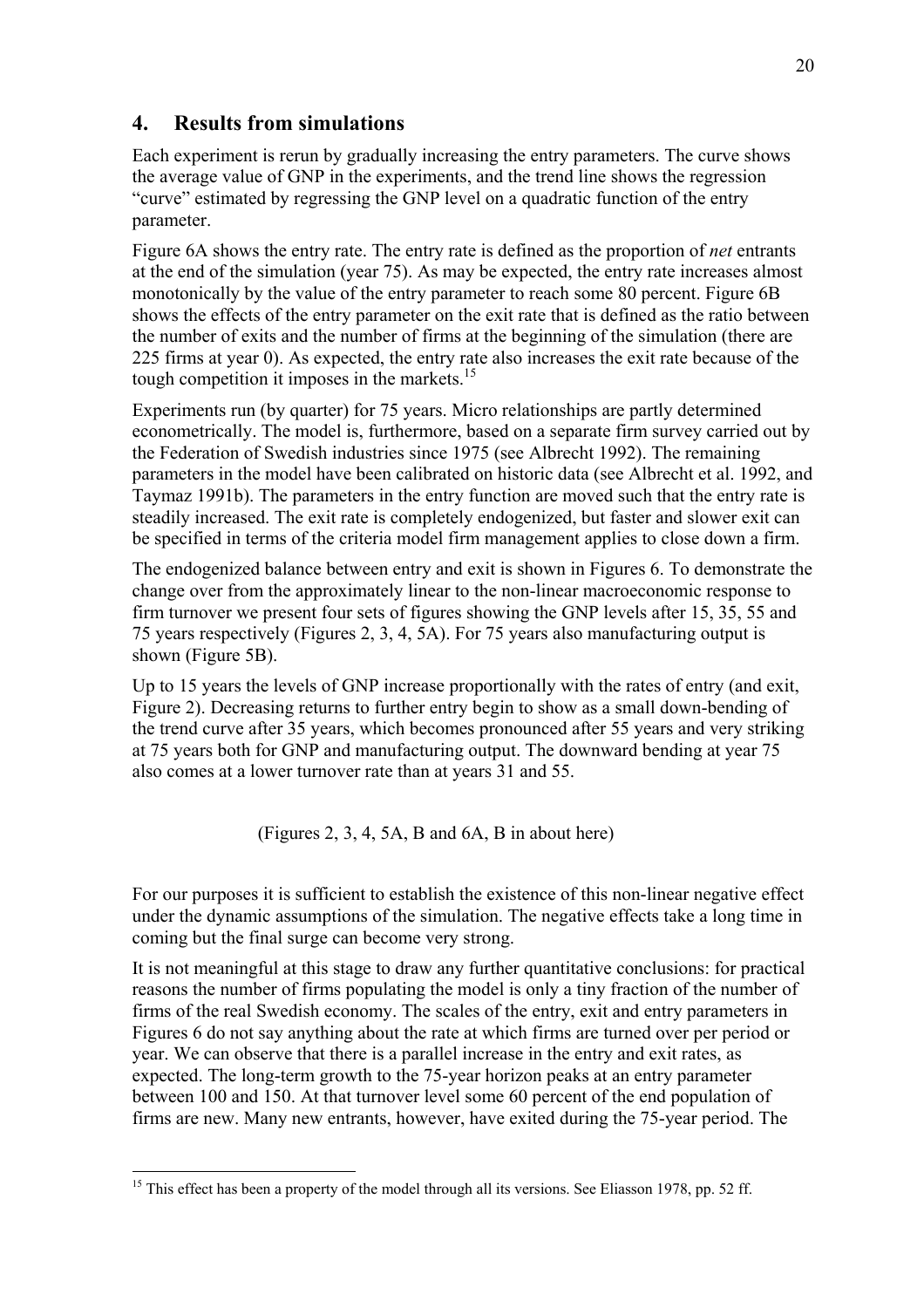## 4. Results from simulations

Each experiment is rerun by gradually increasing the entry parameters. The curve shows the average value of GNP in the experiments, and the trend line shows the regression "curve" estimated by regressing the GNP level on a quadratic function of the entry parameter.

Figure 6A shows the entry rate. The entry rate is defined as the proportion of *net* entrants at the end of the simulation (year 75). As may be expected, the entry rate increases almost monotonically by the value of the entry parameter to reach some 80 percent. Figure 6B shows the effects of the entry parameter on the exit rate that is defined as the ratio between the number of exits and the number of firms at the beginning of the simulation (there are 225 firms at year 0). As expected, the entry rate also increases the exit rate because of the tough competition it imposes in the markets.[15]

Experiments run (by quarter) for 75 years. Micro relationships are partly determined econometrically. The model is, furthermore, based on a separate firm survey carried out by the Federation of Swedish industries since 1975 (see Albrecht 1992). The remaining parameters in the model have been calibrated on historic data (see Albrecht et al. 1992, and Taymaz 1991b). The parameters in the entry function are moved such that the entry rate is steadily increased. The exit rate is completely endogenized, but faster and slower exit can be specified in terms of the criteria model firm management applies to close down a firm.

The endogenized balance between entry and exit is shown in Figures 6. To demonstrate the change over from the approximately linear to the non-linear macroeconomic response to firm turnover we present four sets of figures showing the GNP levels after 15, 35, 55 and 75 years respectively (Figures 2, 3, 4, 5A). For 75 years also manufacturing output is shown (Figure 5B).

Up to 15 years the levels of GNP increase proportionally with the rates of entry (and exit, Figure 2). Decreasing returns to further entry begin to show as a small down-bending of the trend curve after 35 years, which becomes pronounced after 55 years and very striking at 75 years both for GNP and manufacturing output. The downward bending at year 75 also comes at a lower turnover rate than at years 31 and 55.

(Figures 2, 3, 4, 5A, B and 6A, B in about here)

For our purposes it is sufficient to establish the existence of this non-linear negative effect under the dynamic assumptions of the simulation. The negative effects take a long time in coming but the final surge can become very strong.

It is not meaningful at this stage to draw any further quantitative conclusions: for practical reasons the number of firms populating the model is only a tiny fraction of the number of firms of the real Swedish economy. The scales of the entry, exit and entry parameters in Figures 6 do not say anything about the rate at which firms are turned over per period or year. We can observe that there is a parallel increase in the entry and exit rates, as expected. The long-term growth to the 75-year horizon peaks at an entry parameter between 100 and 150. At that turnover level some 60 percent of the end population of firms are new. Many new entrants, however, have exited during the 75-year period. The

[15] This effect has been a property of the model through all its versions. See Eliasson 1978, pp. 52 ff.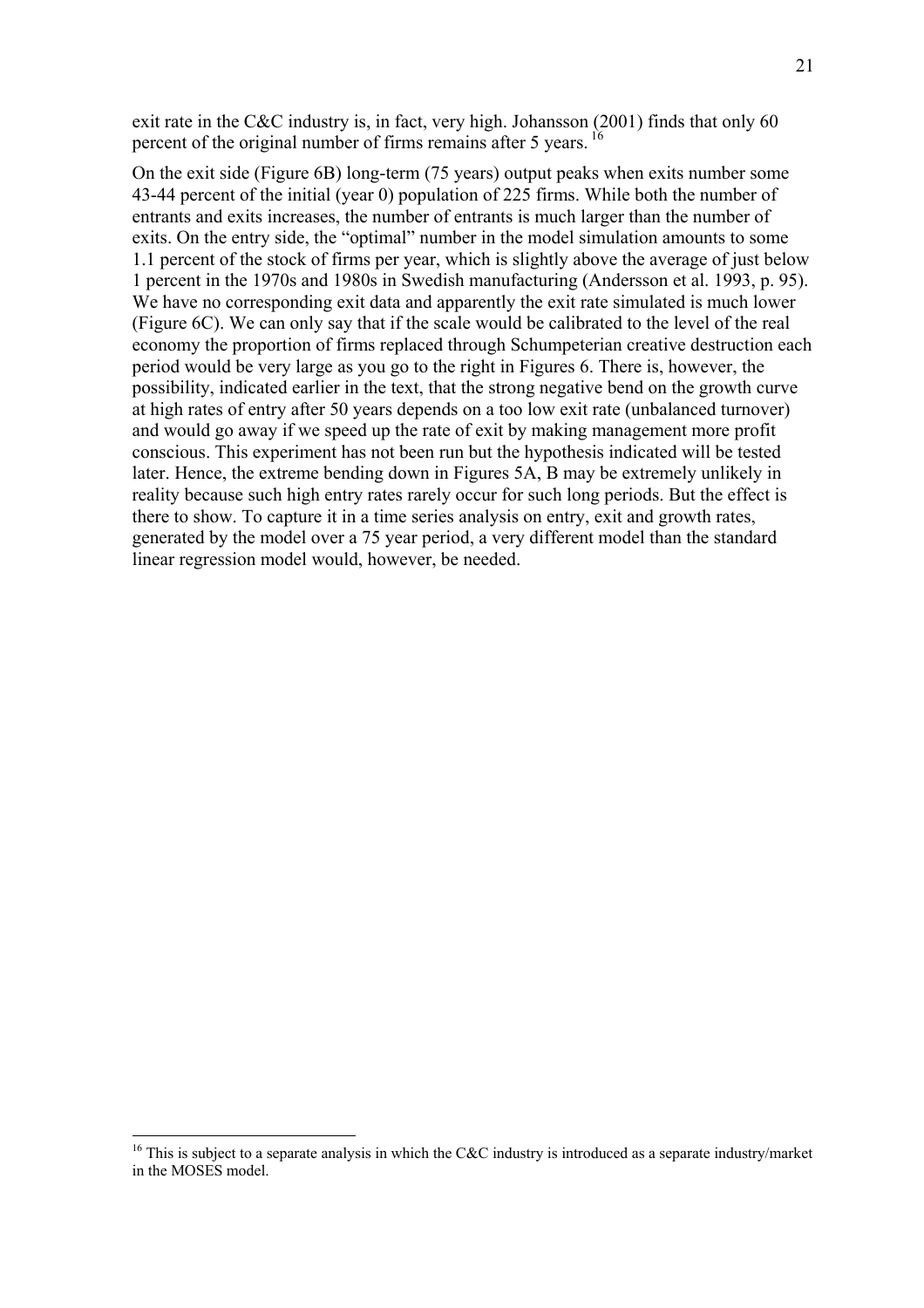exit rate in the C&C industry is, in fact, very high. Johansson (2001) finds that only 60 percent of the original number of firms remains after 5 years. [16]

On the exit side (Figure 6B) long-term (75 years) output peaks when exits number some 43-44 percent of the initial (year 0) population of 225 firms. While both the number of entrants and exits increases, the number of entrants is much larger than the number of exits. On the entry side, the "optimal" number in the model simulation amounts to some 1.1 percent of the stock of firms per year, which is slightly above the average of just below 1 percent in the 1970s and 1980s in Swedish manufacturing (Andersson et al. 1993, p. 95). We have no corresponding exit data and apparently the exit rate simulated is much lower (Figure 6C). We can only say that if the scale would be calibrated to the level of the real economy the proportion of firms replaced through Schumpeterian creative destruction each period would be very large as you go to the right in Figures 6. There is, however, the possibility, indicated earlier in the text, that the strong negative bend on the growth curve at high rates of entry after 50 years depends on a too low exit rate (unbalanced turnover) and would go away if we speed up the rate of exit by making management more profit conscious. This experiment has not been run but the hypothesis indicated will be tested later. Hence, the extreme bending down in Figures 5A, B may be extremely unlikely in reality because such high entry rates rarely occur for such long periods. But the effect is there to show. To capture it in a time series analysis on entry, exit and growth rates, generated by the model over a 75 year period, a very different model than the standard linear regression model would, however, be needed.

---

[16] This is subject to a separate analysis in which the C&C industry is introduced as a separate industry/market in the MOSES model.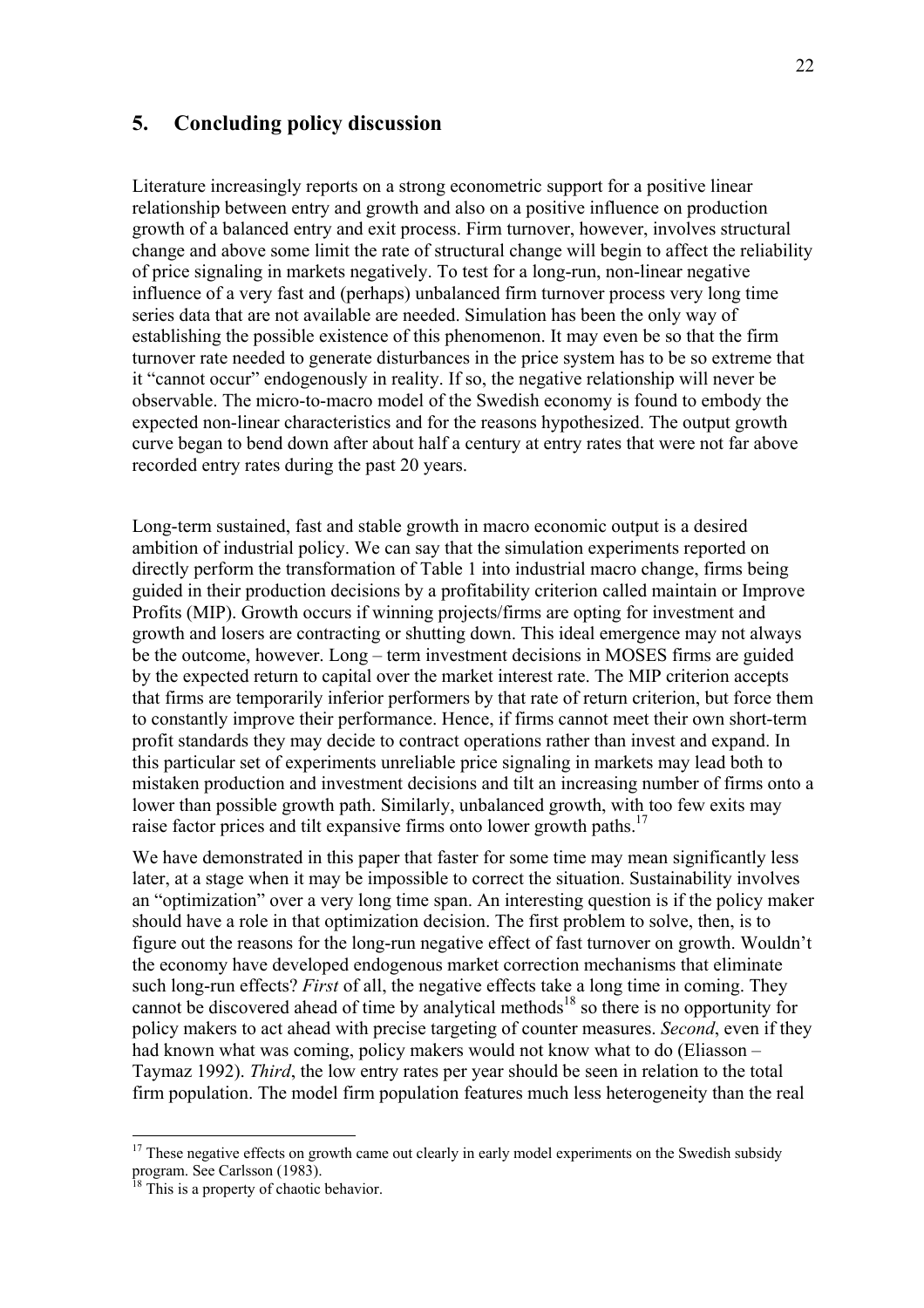## 5. Concluding policy discussion

Literature increasingly reports on a strong econometric support for a positive linear relationship between entry and growth and also on a positive influence on production growth of a balanced entry and exit process. Firm turnover, however, involves structural change and above some limit the rate of structural change will begin to affect the reliability of price signaling in markets negatively. To test for a long-run, non-linear negative influence of a very fast and (perhaps) unbalanced firm turnover process very long time series data that are not available are needed. Simulation has been the only way of establishing the possible existence of this phenomenon. It may even be so that the firm turnover rate needed to generate disturbances in the price system has to be so extreme that it "cannot occur" endogenously in reality. If so, the negative relationship will never be observable. The micro-to-macro model of the Swedish economy is found to embody the expected non-linear characteristics and for the reasons hypothesized. The output growth curve began to bend down after about half a century at entry rates that were not far above recorded entry rates during the past 20 years.

Long-term sustained, fast and stable growth in macro economic output is a desired ambition of industrial policy. We can say that the simulation experiments reported on directly perform the transformation of Table 1 into industrial macro change, firms being guided in their production decisions by a profitability criterion called maintain or Improve Profits (MIP). Growth occurs if winning projects/firms are opting for investment and growth and losers are contracting or shutting down. This ideal emergence may not always be the outcome, however. Long – term investment decisions in MOSES firms are guided by the expected return to capital over the market interest rate. The MIP criterion accepts that firms are temporarily inferior performers by that rate of return criterion, but force them to constantly improve their performance. Hence, if firms cannot meet their own short-term profit standards they may decide to contract operations rather than invest and expand. In this particular set of experiments unreliable price signaling in markets may lead both to mistaken production and investment decisions and tilt an increasing number of firms onto a lower than possible growth path. Similarly, unbalanced growth, with too few exits may raise factor prices and tilt expansive firms onto lower growth paths.[17]

We have demonstrated in this paper that faster for some time may mean significantly less later, at a stage when it may be impossible to correct the situation. Sustainability involves an "optimization" over a very long time span. An interesting question is if the policy maker should have a role in that optimization decision. The first problem to solve, then, is to figure out the reasons for the long-run negative effect of fast turnover on growth. Wouldn't the economy have developed endogenous market correction mechanisms that eliminate such long-run effects? *First* of all, the negative effects take a long time in coming. They cannot be discovered ahead of time by analytical methods[18] so there is no opportunity for policy makers to act ahead with precise targeting of counter measures. *Second*, even if they had known what was coming, policy makers would not know what to do (Eliasson – Taymaz 1992). *Third*, the low entry rates per year should be seen in relation to the total firm population. The model firm population features much less heterogeneity than the real

[17] These negative effects on growth came out clearly in early model experiments on the Swedish subsidy program. See Carlsson (1983).

[18] This is a property of chaotic behavior.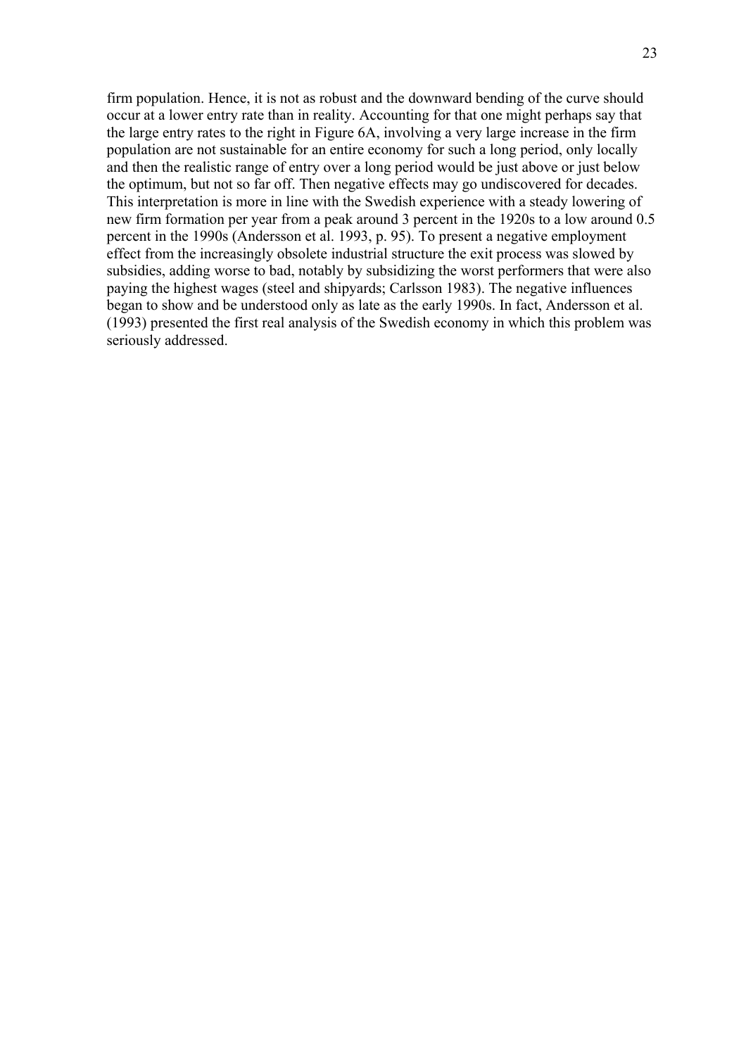firm population. Hence, it is not as robust and the downward bending of the curve should occur at a lower entry rate than in reality. Accounting for that one might perhaps say that the large entry rates to the right in Figure 6A, involving a very large increase in the firm population are not sustainable for an entire economy for such a long period, only locally and then the realistic range of entry over a long period would be just above or just below the optimum, but not so far off. Then negative effects may go undiscovered for decades. This interpretation is more in line with the Swedish experience with a steady lowering of new firm formation per year from a peak around 3 percent in the 1920s to a low around 0.5 percent in the 1990s (Andersson et al. 1993, p. 95). To present a negative employment effect from the increasingly obsolete industrial structure the exit process was slowed by subsidies, adding worse to bad, notably by subsidizing the worst performers that were also paying the highest wages (steel and shipyards; Carlsson 1983). The negative influences began to show and be understood only as late as the early 1990s. In fact, Andersson et al. (1993) presented the first real analysis of the Swedish economy in which this problem was seriously addressed.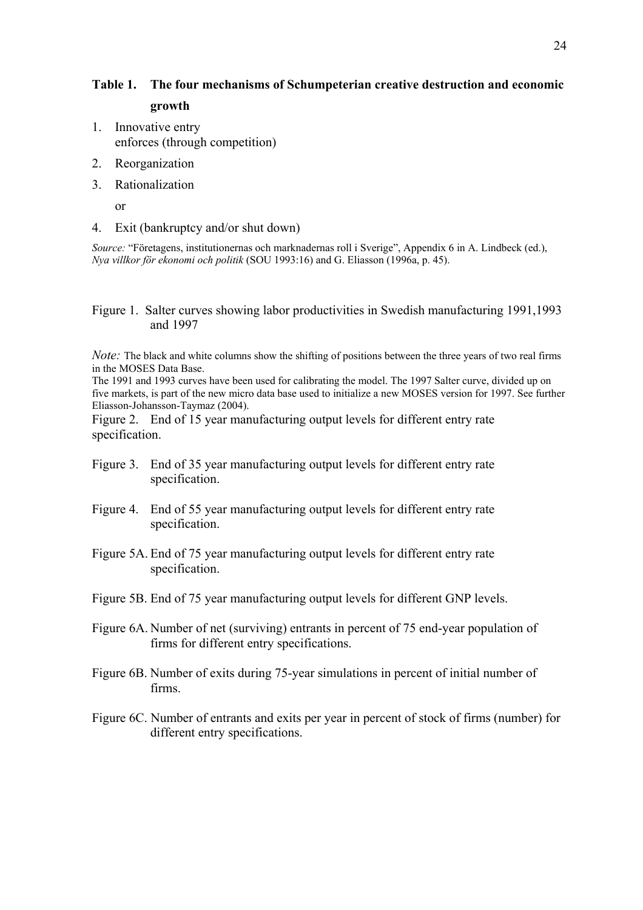**Table 1. The four mechanisms of Schumpeterian creative destruction and economic growth**

1. Innovative entry
   enforces (through competition)
2. Reorganization
3. Rationalization

   or
4. Exit (bankruptcy and/or shut down)

*Source:* "Företagens, institutionernas och marknadernas roll i Sverige", Appendix 6 in A. Lindbeck (ed.), *Nya villkor för ekonomi och politik* (SOU 1993:16) and G. Eliasson (1996a, p. 45).

Figure 1. Salter curves showing labor productivities in Swedish manufacturing 1991,1993 and 1997

*Note:* The black and white columns show the shifting of positions between the three years of two real firms in the MOSES Data Base.
The 1991 and 1993 curves have been used for calibrating the model. The 1997 Salter curve, divided up on five markets, is part of the new micro data base used to initialize a new MOSES version for 1997. See further Eliasson-Johansson-Taymaz (2004).

Figure 2. End of 15 year manufacturing output levels for different entry rate specification.

Figure 3. End of 35 year manufacturing output levels for different entry rate specification.

Figure 4. End of 55 year manufacturing output levels for different entry rate specification.

Figure 5A. End of 75 year manufacturing output levels for different entry rate specification.

Figure 5B. End of 75 year manufacturing output levels for different GNP levels.

Figure 6A. Number of net (surviving) entrants in percent of 75 end-year population of firms for different entry specifications.

Figure 6B. Number of exits during 75-year simulations in percent of initial number of firms.

Figure 6C. Number of entrants and exits per year in percent of stock of firms (number) for different entry specifications.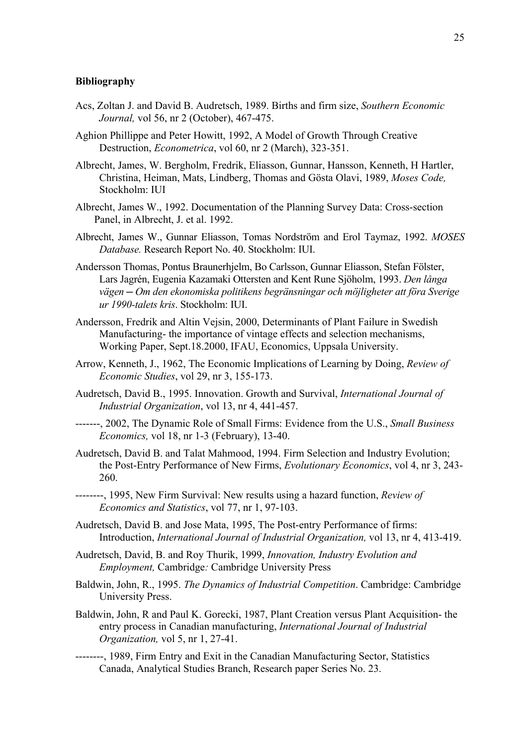**Bibliography**

Acs, Zoltan J. and David B. Audretsch, 1989. Births and firm size, *Southern Economic Journal,* vol 56, nr 2 (October), 467-475.

Aghion Phillippe and Peter Howitt, 1992, A Model of Growth Through Creative Destruction, *Econometrica*, vol 60, nr 2 (March), 323-351.

Albrecht, James, W. Bergholm, Fredrik, Eliasson, Gunnar, Hansson, Kenneth, H Hartler, Christina, Heiman, Mats, Lindberg, Thomas and Gösta Olavi, 1989, *Moses Code,* Stockholm: IUI

Albrecht, James W., 1992. Documentation of the Planning Survey Data: Cross-section Panel, in Albrecht, J. et al. 1992.

Albrecht, James W., Gunnar Eliasson, Tomas Nordström and Erol Taymaz, 1992. *MOSES Database.* Research Report No. 40. Stockholm: IUI.

Andersson Thomas, Pontus Braunerhjelm, Bo Carlsson, Gunnar Eliasson, Stefan Fölster, Lars Jagrén, Eugenia Kazamaki Ottersten and Kent Rune Sjöholm, 1993. *Den långa vägen ─ Om den ekonomiska politikens begränsningar och möjligheter att föra Sverige ur 1990-talets kris*. Stockholm: IUI.

Andersson, Fredrik and Altin Vejsin, 2000, Determinants of Plant Failure in Swedish Manufacturing- the importance of vintage effects and selection mechanisms, Working Paper, Sept.18.2000, IFAU, Economics, Uppsala University.

Arrow, Kenneth, J., 1962, The Economic Implications of Learning by Doing, *Review of Economic Studies*, vol 29, nr 3, 155-173.

Audretsch, David B., 1995. Innovation. Growth and Survival, *International Journal of Industrial Organization*, vol 13, nr 4, 441-457.

-------, 2002, The Dynamic Role of Small Firms: Evidence from the U.S., *Small Business Economics,* vol 18, nr 1-3 (February), 13-40.

Audretsch, David B. and Talat Mahmood, 1994. Firm Selection and Industry Evolution; the Post-Entry Performance of New Firms, *Evolutionary Economics*, vol 4, nr 3, 243-260.

--------, 1995, New Firm Survival: New results using a hazard function, *Review of Economics and Statistics*, vol 77, nr 1, 97-103.

Audretsch, David B. and Jose Mata, 1995, The Post-entry Performance of firms: Introduction, *International Journal of Industrial Organization,* vol 13, nr 4, 413-419.

Audretsch, David, B. and Roy Thurik, 1999, *Innovation, Industry Evolution and Employment,* Cambridge*:* Cambridge University Press

Baldwin, John, R., 1995. *The Dynamics of Industrial Competition*. Cambridge: Cambridge University Press.

Baldwin, John, R and Paul K. Gorecki, 1987, Plant Creation versus Plant Acquisition- the entry process in Canadian manufacturing, *International Journal of Industrial Organization,* vol 5, nr 1, 27-41.

--------, 1989, Firm Entry and Exit in the Canadian Manufacturing Sector, Statistics Canada, Analytical Studies Branch, Research paper Series No. 23.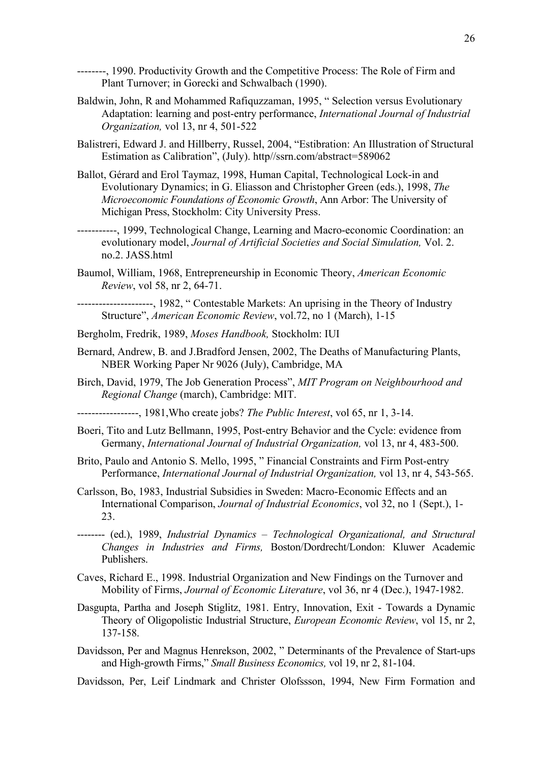--------, 1990. Productivity Growth and the Competitive Process: The Role of Firm and Plant Turnover; in Gorecki and Schwalbach (1990).

Baldwin, John, R and Mohammed Rafiquzzaman, 1995, " Selection versus Evolutionary Adaptation: learning and post-entry performance, *International Journal of Industrial Organization,* vol 13, nr 4, 501-522

Balistreri, Edward J. and Hillberry, Russel, 2004, "Estibration: An Illustration of Structural Estimation as Calibration", (July). http//ssrn.com/abstract=589062

Ballot, Gérard and Erol Taymaz, 1998, Human Capital, Technological Lock-in and Evolutionary Dynamics; in G. Eliasson and Christopher Green (eds.), 1998, *The Microeconomic Foundations of Economic Growth*, Ann Arbor: The University of Michigan Press, Stockholm: City University Press.

-----------, 1999, Technological Change, Learning and Macro-economic Coordination: an evolutionary model, *Journal of Artificial Societies and Social Simulation,* Vol. 2. no.2. JASS.html

Baumol, William, 1968, Entrepreneurship in Economic Theory, *American Economic Review*, vol 58, nr 2, 64-71.

---------------------, 1982, " Contestable Markets: An uprising in the Theory of Industry Structure", *American Economic Review*, vol.72, no 1 (March), 1-15

Bergholm, Fredrik, 1989, *Moses Handbook,* Stockholm: IUI

Bernard, Andrew, B. and J.Bradford Jensen, 2002, The Deaths of Manufacturing Plants, NBER Working Paper Nr 9026 (July), Cambridge, MA

Birch, David, 1979, The Job Generation Process", *MIT Program on Neighbourhood and Regional Change* (march), Cambridge: MIT.

-----------------, 1981,Who create jobs? *The Public Interest*, vol 65, nr 1, 3-14.

Boeri, Tito and Lutz Bellmann, 1995, Post-entry Behavior and the Cycle: evidence from Germany, *International Journal of Industrial Organization,* vol 13, nr 4, 483-500.

Brito, Paulo and Antonio S. Mello, 1995, " Financial Constraints and Firm Post-entry Performance, *International Journal of Industrial Organization,* vol 13, nr 4, 543-565.

Carlsson, Bo, 1983, Industrial Subsidies in Sweden: Macro-Economic Effects and an International Comparison, *Journal of Industrial Economics*, vol 32, no 1 (Sept.), 1-23.

-------- (ed.), 1989, *Industrial Dynamics – Technological Organizational, and Structural Changes in Industries and Firms,* Boston/Dordrecht/London: Kluwer Academic Publishers.

Caves, Richard E., 1998. Industrial Organization and New Findings on the Turnover and Mobility of Firms, *Journal of Economic Literature*, vol 36, nr 4 (Dec.), 1947-1982.

Dasgupta, Partha and Joseph Stiglitz, 1981. Entry, Innovation, Exit - Towards a Dynamic Theory of Oligopolistic Industrial Structure, *European Economic Review*, vol 15, nr 2, 137-158.

Davidsson, Per and Magnus Henrekson, 2002, " Determinants of the Prevalence of Start-ups and High-growth Firms," *Small Business Economics,* vol 19, nr 2, 81-104.

Davidsson, Per, Leif Lindmark and Christer Olofssson, 1994, New Firm Formation and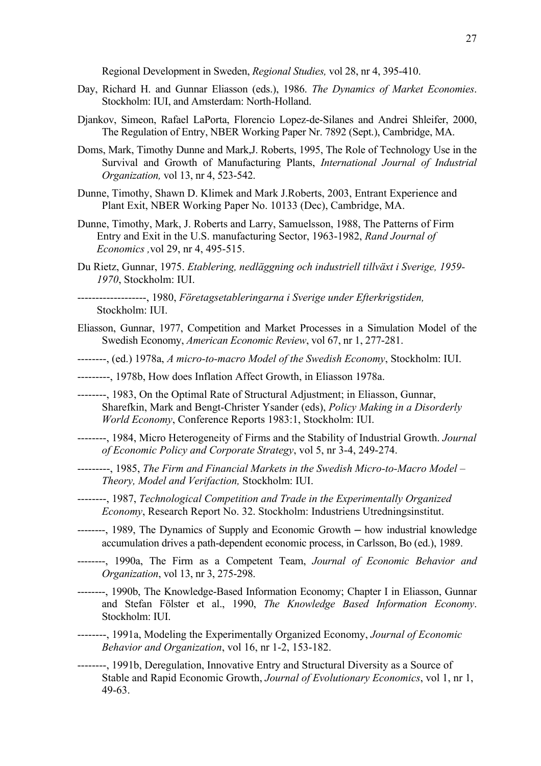Regional Development in Sweden, *Regional Studies,* vol 28, nr 4, 395-410.

Day, Richard H. and Gunnar Eliasson (eds.), 1986. *The Dynamics of Market Economies*. Stockholm: IUI, and Amsterdam: North-Holland.

Djankov, Simeon, Rafael LaPorta, Florencio Lopez-de-Silanes and Andrei Shleifer, 2000, The Regulation of Entry, NBER Working Paper Nr. 7892 (Sept.), Cambridge, MA.

Doms, Mark, Timothy Dunne and Mark,J. Roberts, 1995, The Role of Technology Use in the Survival and Growth of Manufacturing Plants, *International Journal of Industrial Organization,* vol 13, nr 4, 523-542.

Dunne, Timothy, Shawn D. Klimek and Mark J.Roberts, 2003, Entrant Experience and Plant Exit, NBER Working Paper No. 10133 (Dec), Cambridge, MA.

Dunne, Timothy, Mark, J. Roberts and Larry, Samuelsson, 1988, The Patterns of Firm Entry and Exit in the U.S. manufacturing Sector, 1963-1982, *Rand Journal of Economics ,*vol 29, nr 4, 495-515.

Du Rietz, Gunnar, 1975. *Etablering, nedläggning och industriell tillväxt i Sverige, 1959-1970*, Stockholm: IUI.

-------------------, 1980, *Företagsetableringarna i Sverige under Efterkrigstiden,* Stockholm: IUI.

Eliasson, Gunnar, 1977, Competition and Market Processes in a Simulation Model of the Swedish Economy, *American Economic Review*, vol 67, nr 1, 277-281.

--------, (ed.) 1978a, *A micro-to-macro Model of the Swedish Economy*, Stockholm: IUI.

---------, 1978b, How does Inflation Affect Growth, in Eliasson 1978a.

--------, 1983, On the Optimal Rate of Structural Adjustment; in Eliasson, Gunnar, Sharefkin, Mark and Bengt-Christer Ysander (eds), *Policy Making in a Disorderly World Economy*, Conference Reports 1983:1, Stockholm: IUI.

--------, 1984, Micro Heterogeneity of Firms and the Stability of Industrial Growth. *Journal of Economic Policy and Corporate Strategy*, vol 5, nr 3-4, 249-274.

---------, 1985, *The Firm and Financial Markets in the Swedish Micro-to-Macro Model – Theory, Model and Verifaction,* Stockholm: IUI.

--------, 1987, *Technological Competition and Trade in the Experimentally Organized Economy*, Research Report No. 32. Stockholm: Industriens Utredningsinstitut.

--------, 1989, The Dynamics of Supply and Economic Growth – how industrial knowledge accumulation drives a path-dependent economic process, in Carlsson, Bo (ed.), 1989.

--------, 1990a, The Firm as a Competent Team, *Journal of Economic Behavior and Organization*, vol 13, nr 3, 275-298.

--------, 1990b, The Knowledge-Based Information Economy; Chapter I in Eliasson, Gunnar and Stefan Fölster et al., 1990, *The Knowledge Based Information Economy*. Stockholm: IUI.

--------, 1991a, Modeling the Experimentally Organized Economy, *Journal of Economic Behavior and Organization*, vol 16, nr 1-2, 153-182.

--------, 1991b, Deregulation, Innovative Entry and Structural Diversity as a Source of Stable and Rapid Economic Growth, *Journal of Evolutionary Economics*, vol 1, nr 1, 49-63.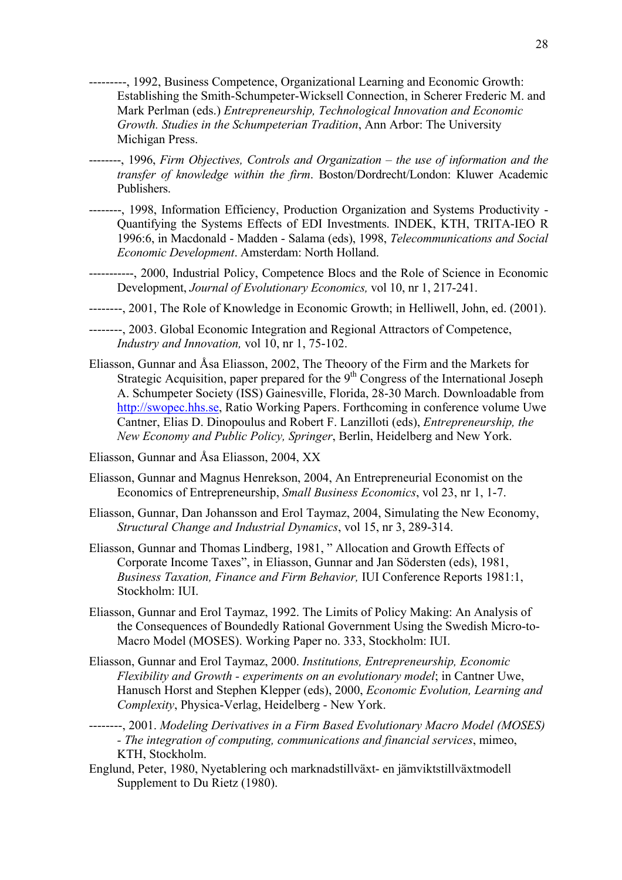---------, 1992, Business Competence, Organizational Learning and Economic Growth: Establishing the Smith-Schumpeter-Wicksell Connection, in Scherer Frederic M. and Mark Perlman (eds.) *Entrepreneurship, Technological Innovation and Economic Growth. Studies in the Schumpeterian Tradition*, Ann Arbor: The University Michigan Press.

--------, 1996, *Firm Objectives, Controls and Organization – the use of information and the transfer of knowledge within the firm*. Boston/Dordrecht/London: Kluwer Academic Publishers.

--------, 1998, Information Efficiency, Production Organization and Systems Productivity - Quantifying the Systems Effects of EDI Investments. INDEK, KTH, TRITA-IEO R 1996:6, in Macdonald - Madden - Salama (eds), 1998, *Telecommunications and Social Economic Development*. Amsterdam: North Holland.

-----------, 2000, Industrial Policy, Competence Blocs and the Role of Science in Economic Development, *Journal of Evolutionary Economics,* vol 10, nr 1, 217-241.

--------, 2001, The Role of Knowledge in Economic Growth; in Helliwell, John, ed. (2001).

--------, 2003. Global Economic Integration and Regional Attractors of Competence, *Industry and Innovation,* vol 10, nr 1, 75-102.

Eliasson, Gunnar and Åsa Eliasson, 2002, The Theory of the Firm and the Markets for Strategic Acquisition, paper prepared for the 9th Congress of the International Joseph A. Schumpeter Society (ISS) Gainesville, Florida, 28-30 March. Downloadable from http://swopec.hhs.se, Ratio Working Papers. Forthcoming in conference volume Uwe Cantner, Elias D. Dinopoulus and Robert F. Lanzilloti (eds), *Entrepreneurship, the New Economy and Public Policy, Springer*, Berlin, Heidelberg and New York.

Eliasson, Gunnar and Åsa Eliasson, 2004, XX

Eliasson, Gunnar and Magnus Henrekson, 2004, An Entrepreneurial Economist on the Economics of Entrepreneurship, *Small Business Economics*, vol 23, nr 1, 1-7.

Eliasson, Gunnar, Dan Johansson and Erol Taymaz, 2004, Simulating the New Economy, *Structural Change and Industrial Dynamics*, vol 15, nr 3, 289-314.

Eliasson, Gunnar and Thomas Lindberg, 1981, " Allocation and Growth Effects of Corporate Income Taxes", in Eliasson, Gunnar and Jan Södersten (eds), 1981, *Business Taxation, Finance and Firm Behavior,* IUI Conference Reports 1981:1, Stockholm: IUI.

Eliasson, Gunnar and Erol Taymaz, 1992. The Limits of Policy Making: An Analysis of the Consequences of Boundedly Rational Government Using the Swedish Micro-to-Macro Model (MOSES). Working Paper no. 333, Stockholm: IUI.

Eliasson, Gunnar and Erol Taymaz, 2000. *Institutions, Entrepreneurship, Economic Flexibility and Growth - experiments on an evolutionary model*; in Cantner Uwe, Hanusch Horst and Stephen Klepper (eds), 2000, *Economic Evolution, Learning and Complexity*, Physica-Verlag, Heidelberg - New York.

--------, 2001. *Modeling Derivatives in a Firm Based Evolutionary Macro Model (MOSES) - The integration of computing, communications and financial services*, mimeo, KTH, Stockholm.

Englund, Peter, 1980, Nyetablering och marknadstillväxt- en jämviktstillväxtmodell Supplement to Du Rietz (1980).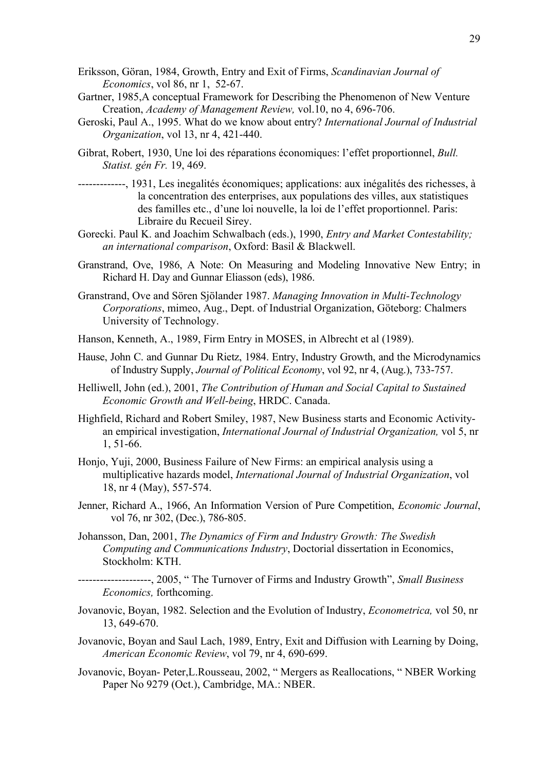Eriksson, Göran, 1984, Growth, Entry and Exit of Firms, *Scandinavian Journal of Economics*, vol 86, nr 1, 52-67.

Gartner, 1985,A conceptual Framework for Describing the Phenomenon of New Venture Creation, *Academy of Management Review,* vol.10, no 4, 696-706.

Geroski, Paul A., 1995. What do we know about entry? *International Journal of Industrial Organization*, vol 13, nr 4, 421-440.

Gibrat, Robert, 1930, Une loi des réparations économiques: l'effet proportionnel, *Bull. Statist. gén Fr.* 19, 469.

-------------, 1931, Les inegalités économiques; applications: aux inégalités des richesses, à la concentration des enterprises, aux populations des villes, aux statistiques des familles etc., d'une loi nouvelle, la loi de l'effet proportionnel. Paris: Libraire du Recueil Sirey.

Gorecki. Paul K. and Joachim Schwalbach (eds.), 1990, *Entry and Market Contestability; an international comparison*, Oxford: Basil & Blackwell.

Granstrand, Ove, 1986, A Note: On Measuring and Modeling Innovative New Entry; in Richard H. Day and Gunnar Eliasson (eds), 1986.

Granstrand, Ove and Sören Sjölander 1987. *Managing Innovation in Multi-Technology Corporations*, mimeo, Aug., Dept. of Industrial Organization, Göteborg: Chalmers University of Technology.

Hanson, Kenneth, A., 1989, Firm Entry in MOSES, in Albrecht et al (1989).

Hause, John C. and Gunnar Du Rietz, 1984. Entry, Industry Growth, and the Microdynamics of Industry Supply, *Journal of Political Economy*, vol 92, nr 4, (Aug.), 733-757.

Helliwell, John (ed.), 2001, *The Contribution of Human and Social Capital to Sustained Economic Growth and Well-being*, HRDC. Canada.

Highfield, Richard and Robert Smiley, 1987, New Business starts and Economic Activity- an empirical investigation, *International Journal of Industrial Organization,* vol 5, nr 1, 51-66.

Honjo, Yuji, 2000, Business Failure of New Firms: an empirical analysis using a multiplicative hazards model, *International Journal of Industrial Organization*, vol 18, nr 4 (May), 557-574.

Jenner, Richard A., 1966, An Information Version of Pure Competition, *Economic Journal*, vol 76, nr 302, (Dec.), 786-805.

Johansson, Dan, 2001, *The Dynamics of Firm and Industry Growth: The Swedish Computing and Communications Industry*, Doctorial dissertation in Economics, Stockholm: KTH.

--------------------, 2005, " The Turnover of Firms and Industry Growth", *Small Business Economics,* forthcoming.

Jovanovic, Boyan, 1982. Selection and the Evolution of Industry, *Econometrica,* vol 50, nr 13, 649-670.

Jovanovic, Boyan and Saul Lach, 1989, Entry, Exit and Diffusion with Learning by Doing, *American Economic Review*, vol 79, nr 4, 690-699.

Jovanovic, Boyan- Peter,L.Rousseau, 2002, " Mergers as Reallocations, " NBER Working Paper No 9279 (Oct.), Cambridge, MA.: NBER.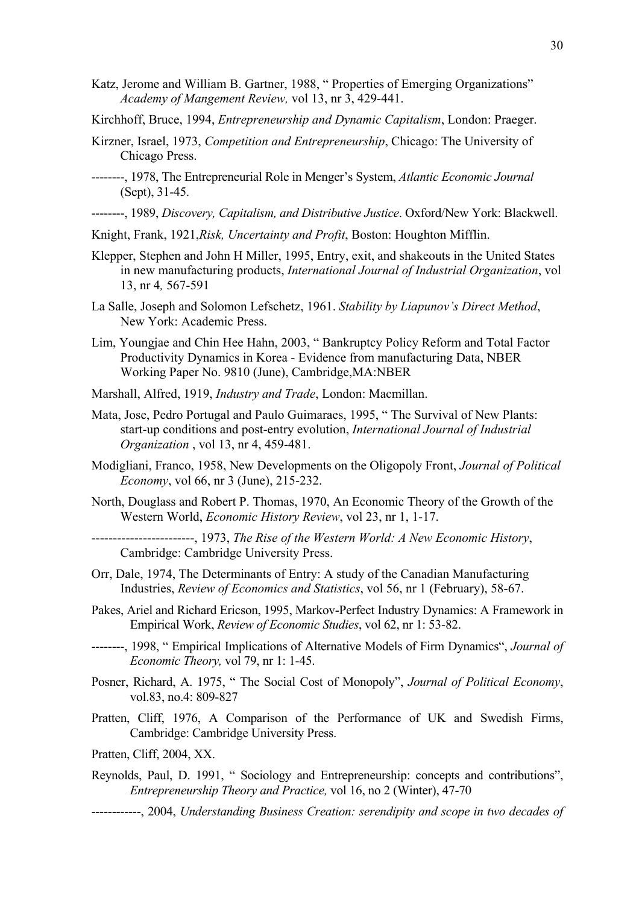Katz, Jerome and William B. Gartner, 1988, " Properties of Emerging Organizations" *Academy of Mangement Review,* vol 13, nr 3, 429-441.

Kirchhoff, Bruce, 1994, *Entrepreneurship and Dynamic Capitalism*, London: Praeger.

Kirzner, Israel, 1973, *Competition and Entrepreneurship*, Chicago: The University of Chicago Press.

--------, 1978, The Entrepreneurial Role in Menger's System, *Atlantic Economic Journal* (Sept), 31-45.

--------, 1989, *Discovery, Capitalism, and Distributive Justice*. Oxford/New York: Blackwell.

Knight, Frank, 1921,*Risk, Uncertainty and Profit*, Boston: Houghton Mifflin.

Klepper, Stephen and John H Miller, 1995, Entry, exit, and shakeouts in the United States in new manufacturing products, *International Journal of Industrial Organization*, vol 13, nr 4*,* 567-591

La Salle, Joseph and Solomon Lefschetz, 1961. *Stability by Liapunov's Direct Method*, New York: Academic Press.

Lim, Youngjae and Chin Hee Hahn, 2003, " Bankruptcy Policy Reform and Total Factor Productivity Dynamics in Korea - Evidence from manufacturing Data, NBER Working Paper No. 9810 (June), Cambridge,MA:NBER

Marshall, Alfred, 1919, *Industry and Trade*, London: Macmillan.

Mata, Jose, Pedro Portugal and Paulo Guimaraes, 1995, " The Survival of New Plants: start-up conditions and post-entry evolution, *International Journal of Industrial Organization* , vol 13, nr 4, 459-481.

Modigliani, Franco, 1958, New Developments on the Oligopoly Front, *Journal of Political Economy*, vol 66, nr 3 (June), 215-232.

North, Douglass and Robert P. Thomas, 1970, An Economic Theory of the Growth of the Western World, *Economic History Review*, vol 23, nr 1, 1-17.

------------------------, 1973, *The Rise of the Western World: A New Economic History*, Cambridge: Cambridge University Press.

Orr, Dale, 1974, The Determinants of Entry: A study of the Canadian Manufacturing Industries, *Review of Economics and Statistics*, vol 56, nr 1 (February), 58-67.

Pakes, Ariel and Richard Ericson, 1995, Markov-Perfect Industry Dynamics: A Framework in Empirical Work, *Review of Economic Studies*, vol 62, nr 1: 53-82.

--------, 1998, " Empirical Implications of Alternative Models of Firm Dynamics", *Journal of Economic Theory,* vol 79, nr 1: 1-45.

Posner, Richard, A. 1975, " The Social Cost of Monopoly", *Journal of Political Economy*, vol.83, no.4: 809-827

Pratten, Cliff, 1976, A Comparison of the Performance of UK and Swedish Firms, Cambridge: Cambridge University Press.

Pratten, Cliff, 2004, XX.

Reynolds, Paul, D. 1991, " Sociology and Entrepreneurship: concepts and contributions", *Entrepreneurship Theory and Practice,* vol 16, no 2 (Winter), 47-70

------------, 2004, *Understanding Business Creation: serendipity and scope in two decades of*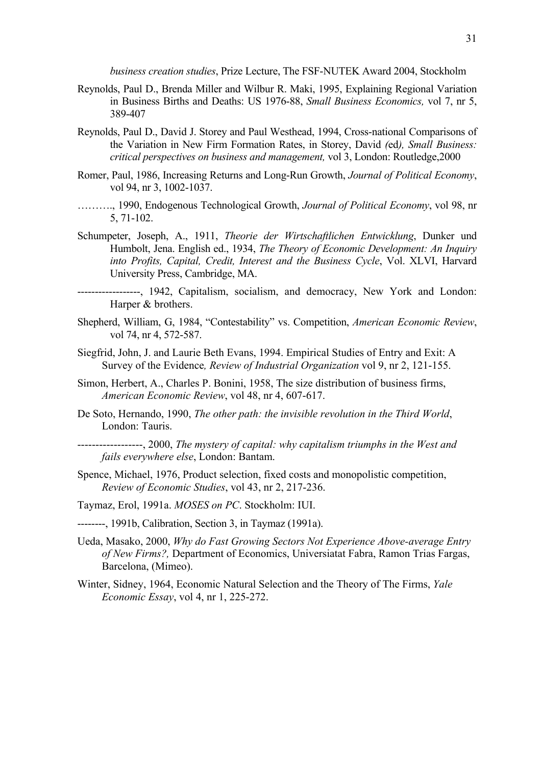*business creation studies*, Prize Lecture, The FSF-NUTEK Award 2004, Stockholm

Reynolds, Paul D., Brenda Miller and Wilbur R. Maki, 1995, Explaining Regional Variation in Business Births and Deaths: US 1976-88, *Small Business Economics,* vol 7, nr 5, 389-407

Reynolds, Paul D., David J. Storey and Paul Westhead, 1994, Cross-national Comparisons of the Variation in New Firm Formation Rates, in Storey, David *(*ed*), Small Business: critical perspectives on business and management,* vol 3, London: Routledge,2000

Romer, Paul, 1986, Increasing Returns and Long-Run Growth, *Journal of Political Economy*, vol 94, nr 3, 1002-1037.

………., 1990, Endogenous Technological Growth, *Journal of Political Economy*, vol 98, nr 5, 71-102.

Schumpeter, Joseph, A., 1911, *Theorie der Wirtschaftlichen Entwicklung*, Dunker und Humbolt, Jena. English ed., 1934, *The Theory of Economic Development: An Inquiry into Profits, Capital, Credit, Interest and the Business Cycle*, Vol. XLVI, Harvard University Press, Cambridge, MA.

------------------, 1942, Capitalism, socialism, and democracy, New York and London: Harper & brothers.

Shepherd, William, G, 1984, "Contestability" vs. Competition, *American Economic Review*, vol 74, nr 4, 572-587.

Siegfrid, John, J. and Laurie Beth Evans, 1994. Empirical Studies of Entry and Exit: A Survey of the Evidence*, Review of Industrial Organization* vol 9, nr 2, 121-155.

Simon, Herbert, A., Charles P. Bonini, 1958, The size distribution of business firms, *American Economic Review*, vol 48, nr 4, 607-617.

De Soto, Hernando, 1990, *The other path: the invisible revolution in the Third World*, London: Tauris.

------------------, 2000, *The mystery of capital: why capitalism triumphs in the West and fails everywhere else*, London: Bantam.

Spence, Michael, 1976, Product selection, fixed costs and monopolistic competition, *Review of Economic Studies*, vol 43, nr 2, 217-236.

Taymaz, Erol, 1991a. *MOSES on PC*. Stockholm: IUI.

--------, 1991b, Calibration, Section 3, in Taymaz (1991a).

Ueda, Masako, 2000, *Why do Fast Growing Sectors Not Experience Above-average Entry of New Firms?,* Department of Economics, Universiatat Fabra, Ramon Trias Fargas, Barcelona, (Mimeo).

Winter, Sidney, 1964, Economic Natural Selection and the Theory of The Firms, *Yale Economic Essay*, vol 4, nr 1, 225-272.